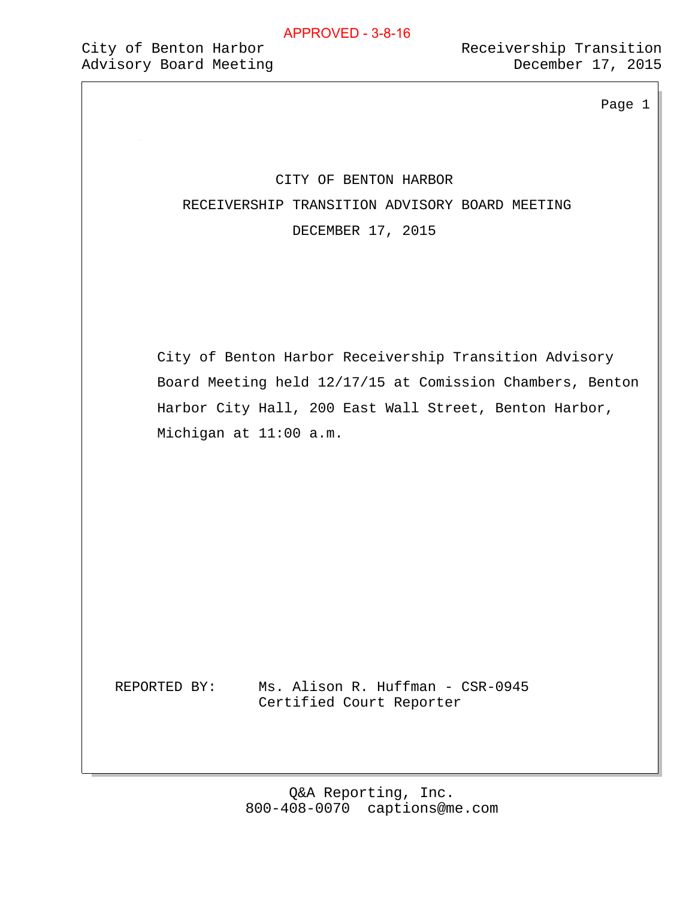APPROVED - 3-8-16

# CITY OF BENTON HARBOR

## RECEIVERSHIP TRANSITION ADVISORY BOARD MEETING

## DECEMBER 17, 2015

City of Benton Harbor Receivership Transition Advisory Board Meeting held 12/17/15 at Comission Chambers, Benton Harbor City Hall, 200 East Wall Street, Benton Harbor, Michigan at 11:00 a.m.

REPORTED BY: Ms. Alison R. Huffman - CSR-0945
Certified Court Reporter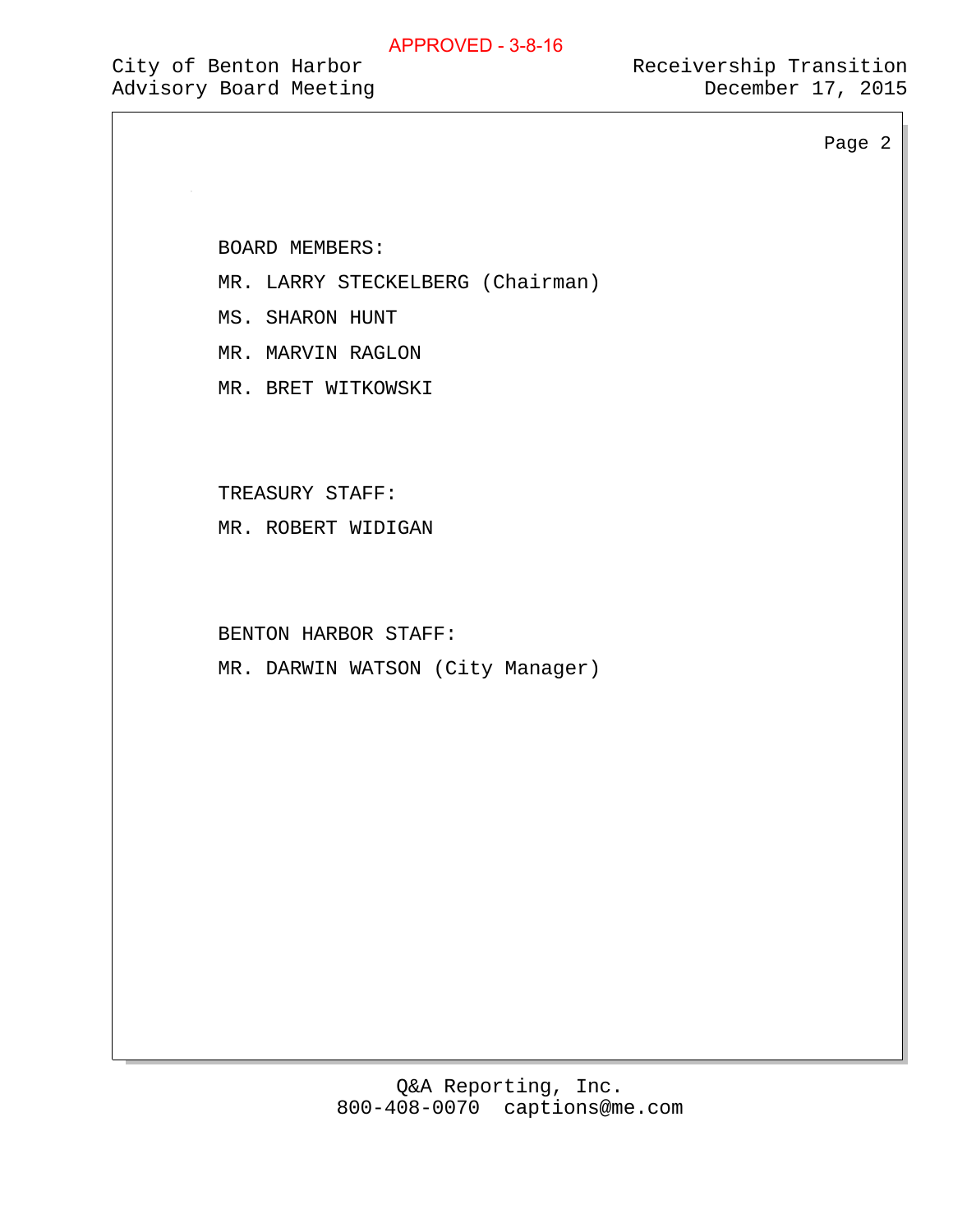BOARD MEMBERS:

MR. LARRY STECKELBERG (Chairman)

MS. SHARON HUNT

MR. MARVIN RAGLON

MR. BRET WITKOWSKI

TREASURY STAFF:

MR. ROBERT WIDIGAN

BENTON HARBOR STAFF:

MR. DARWIN WATSON (City Manager)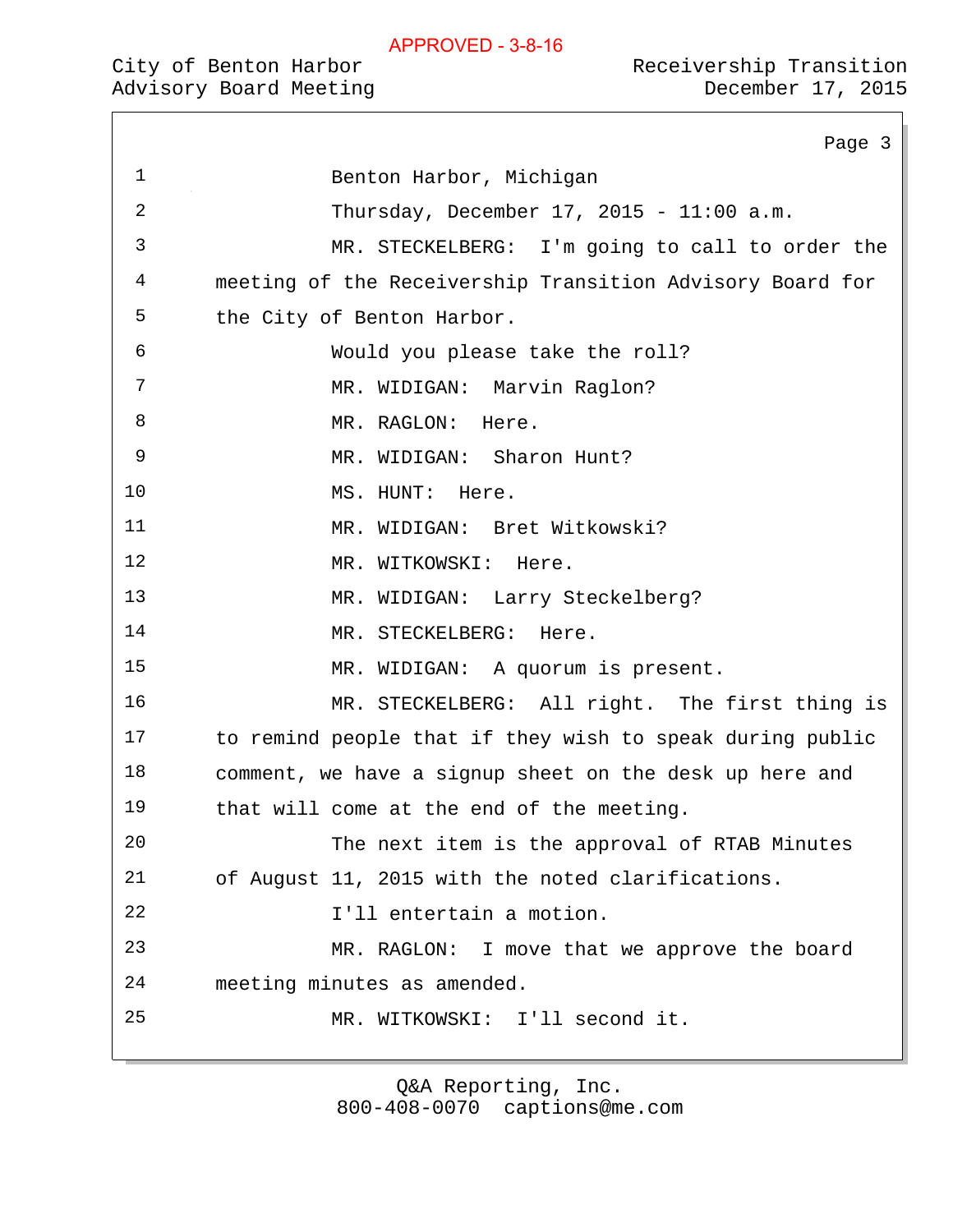Benton Harbor, Michigan

Thursday, December 17, 2015 - 11:00 a.m.

MR. STECKELBERG: I'm going to call to order the meeting of the Receivership Transition Advisory Board for the City of Benton Harbor.

Would you please take the roll?

MR. WIDIGAN: Marvin Raglon?

MR. RAGLON: Here.

MR. WIDIGAN: Sharon Hunt?

MS. HUNT: Here.

MR. WIDIGAN: Bret Witkowski?

MR. WITKOWSKI: Here.

MR. WIDIGAN: Larry Steckelberg?

MR. STECKELBERG: Here.

MR. WIDIGAN: A quorum is present.

MR. STECKELBERG: All right. The first thing is to remind people that if they wish to speak during public comment, we have a signup sheet on the desk up here and that will come at the end of the meeting.

The next item is the approval of RTAB Minutes of August 11, 2015 with the noted clarifications.

I'll entertain a motion.

MR. RAGLON: I move that we approve the board meeting minutes as amended.

MR. WITKOWSKI: I'll second it.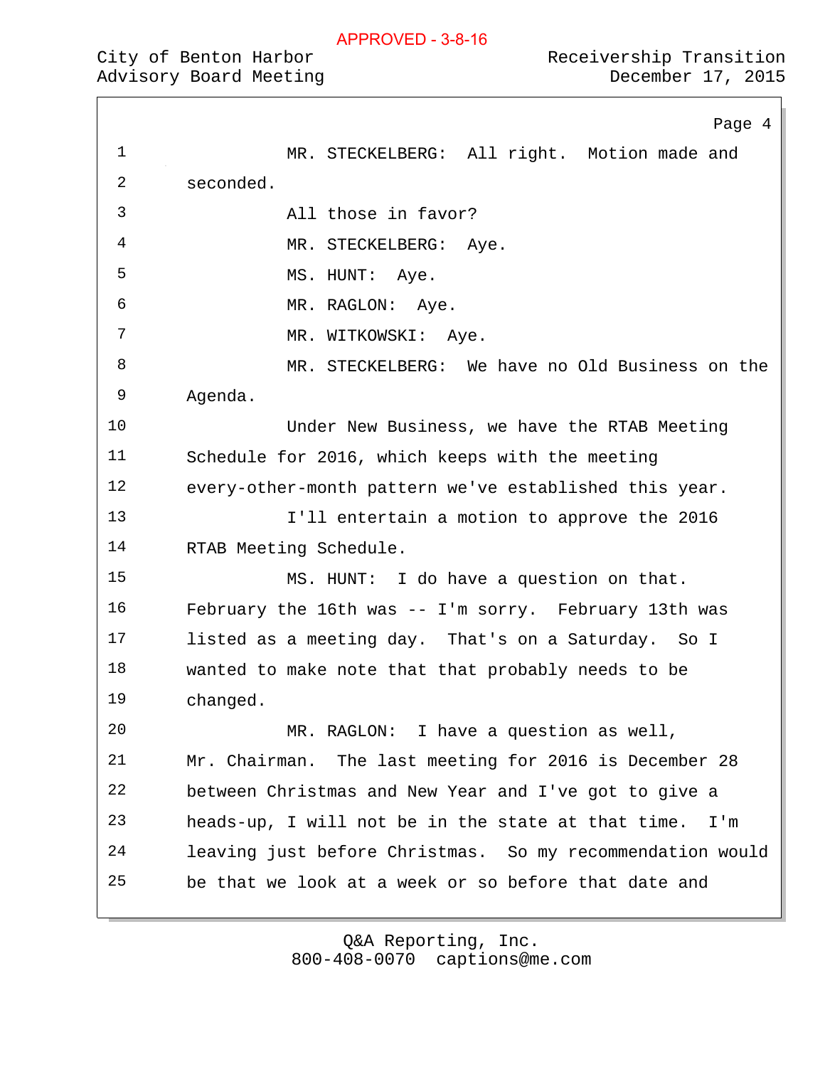MR. STECKELBERG: All right. Motion made and seconded.

All those in favor?

MR. STECKELBERG: Aye.

MS. HUNT: Aye.

MR. RAGLON: Aye.

MR. WITKOWSKI: Aye.

MR. STECKELBERG: We have no Old Business on the Agenda.

Under New Business, we have the RTAB Meeting Schedule for 2016, which keeps with the meeting every-other-month pattern we've established this year.

I'll entertain a motion to approve the 2016 RTAB Meeting Schedule.

MS. HUNT: I do have a question on that. February the 16th was -- I'm sorry. February 13th was listed as a meeting day. That's on a Saturday. So I wanted to make note that that probably needs to be changed.

MR. RAGLON: I have a question as well, Mr. Chairman. The last meeting for 2016 is December 28 between Christmas and New Year and I've got to give a heads-up, I will not be in the state at that time. I'm leaving just before Christmas. So my recommendation would be that we look at a week or so before that date and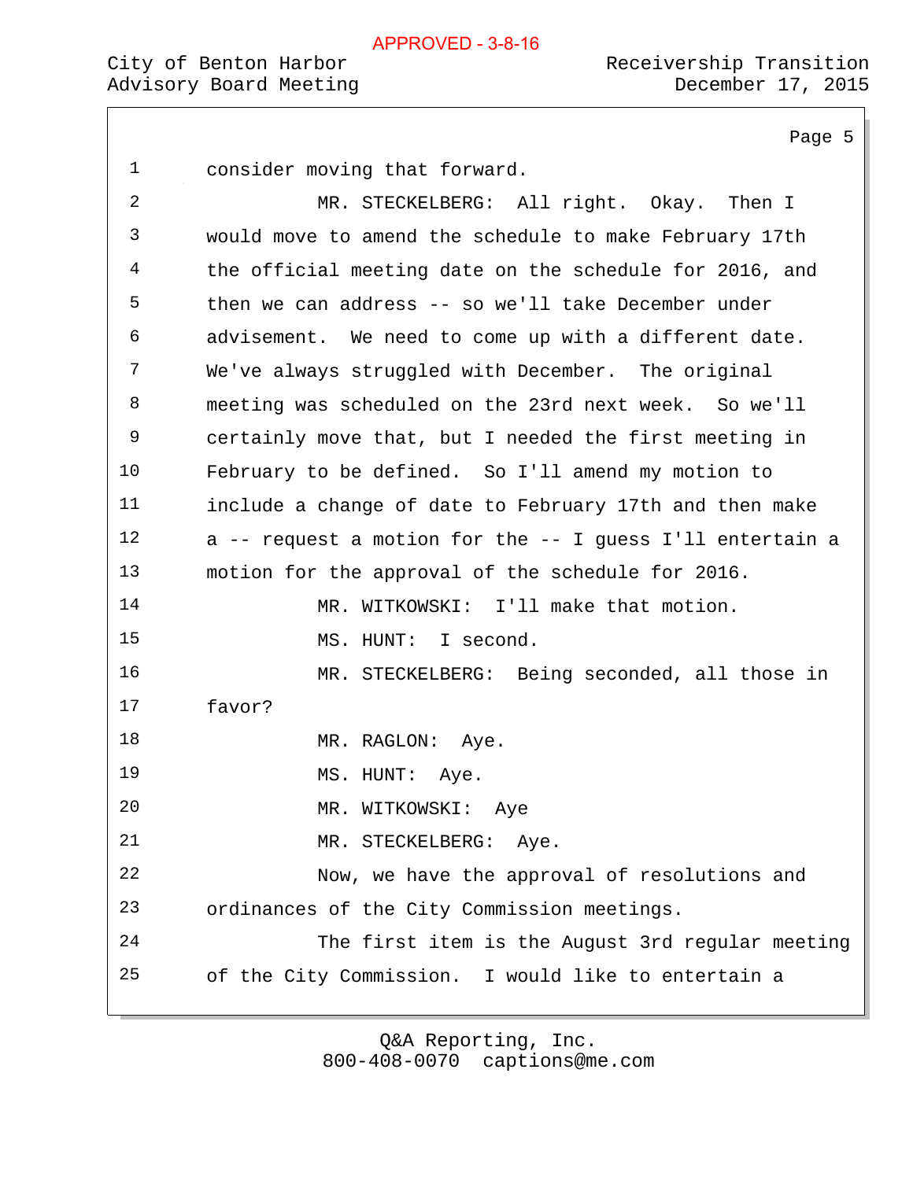consider moving that forward.

MR. STECKELBERG: All right. Okay. Then I would move to amend the schedule to make February 17th the official meeting date on the schedule for 2016, and then we can address -- so we'll take December under advisement. We need to come up with a different date. We've always struggled with December. The original meeting was scheduled on the 23rd next week. So we'll certainly move that, but I needed the first meeting in February to be defined. So I'll amend my motion to include a change of date to February 17th and then make a -- request a motion for the -- I guess I'll entertain a motion for the approval of the schedule for 2016.

MR. WITKOWSKI: I'll make that motion.

MS. HUNT: I second.

MR. STECKELBERG: Being seconded, all those in favor?

MR. RAGLON: Aye.

MS. HUNT: Aye.

MR. WITKOWSKI: Aye

MR. STECKELBERG: Aye.

Now, we have the approval of resolutions and ordinances of the City Commission meetings.

The first item is the August 3rd regular meeting of the City Commission. I would like to entertain a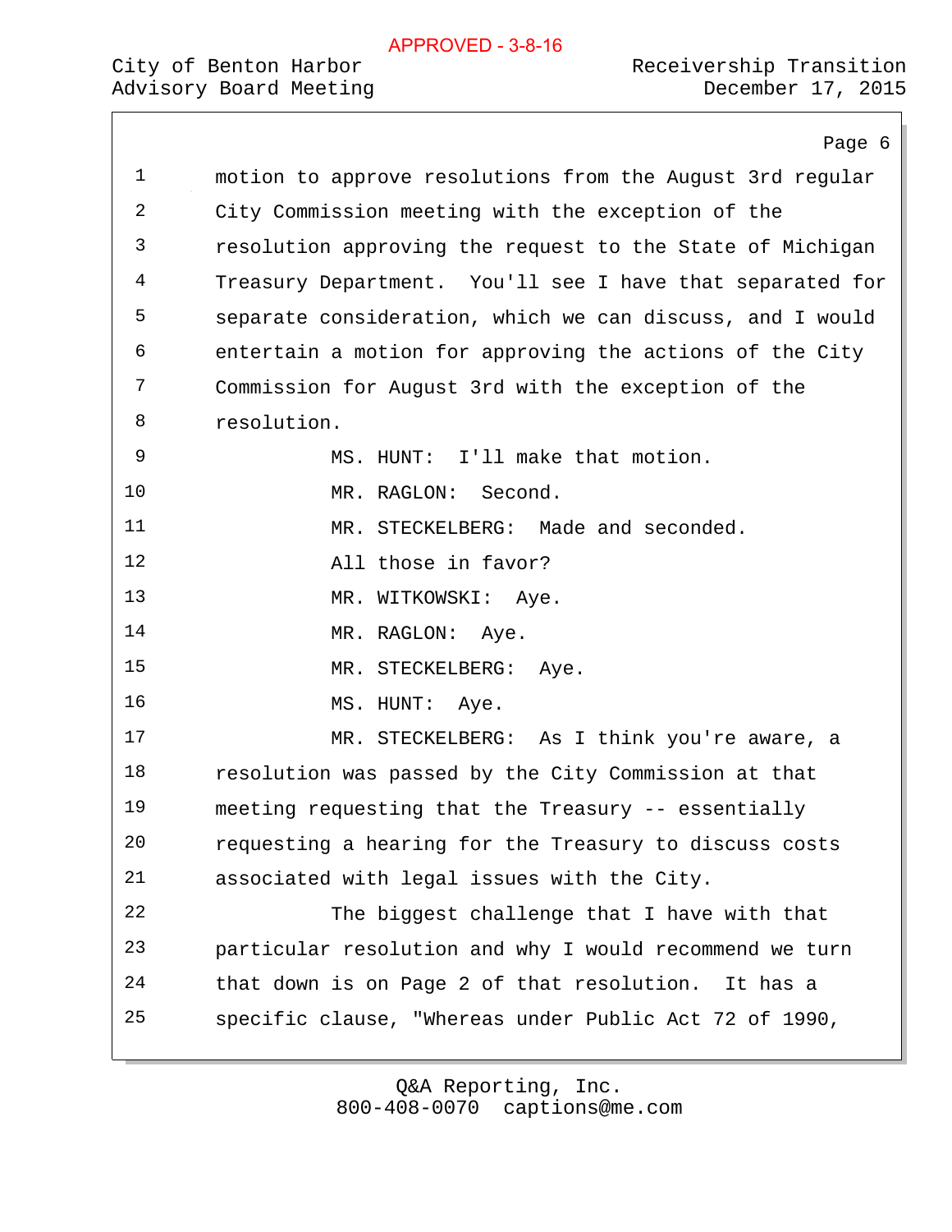motion to approve resolutions from the August 3rd regular City Commission meeting with the exception of the resolution approving the request to the State of Michigan Treasury Department. You'll see I have that separated for separate consideration, which we can discuss, and I would entertain a motion for approving the actions of the City Commission for August 3rd with the exception of the resolution.

MS. HUNT: I'll make that motion.

MR. RAGLON: Second.

MR. STECKELBERG: Made and seconded.

All those in favor?

MR. WITKOWSKI: Aye.

MR. RAGLON: Aye.

MR. STECKELBERG: Aye.

MS. HUNT: Aye.

MR. STECKELBERG: As I think you're aware, a resolution was passed by the City Commission at that meeting requesting that the Treasury -- essentially requesting a hearing for the Treasury to discuss costs associated with legal issues with the City.

The biggest challenge that I have with that particular resolution and why I would recommend we turn that down is on Page 2 of that resolution. It has a specific clause, "Whereas under Public Act 72 of 1990,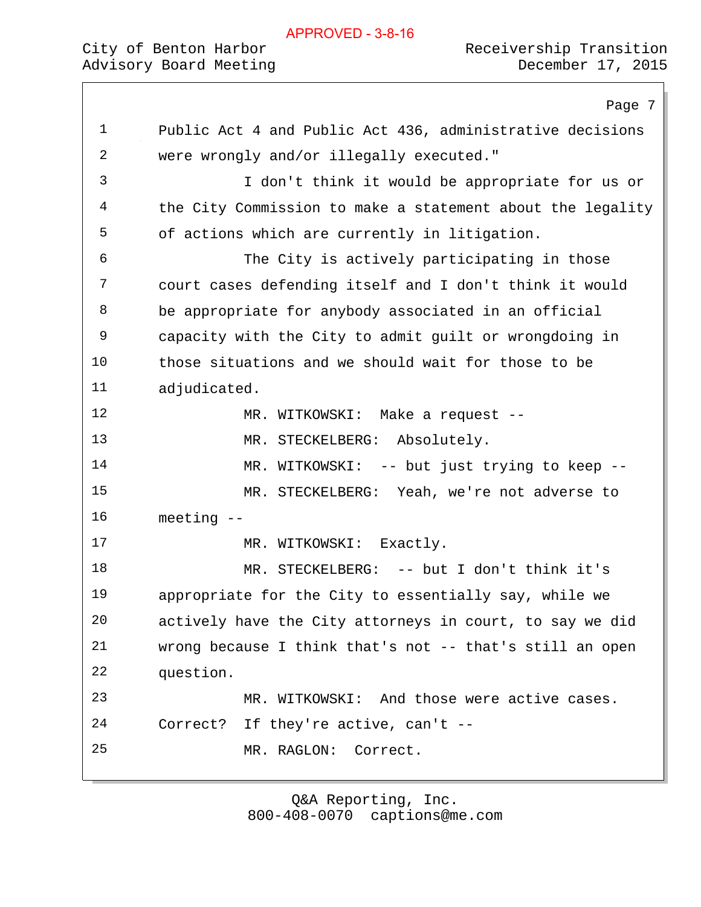Public Act 4 and Public Act 436, administrative decisions were wrongly and/or illegally executed."

I don't think it would be appropriate for us or the City Commission to make a statement about the legality of actions which are currently in litigation.

The City is actively participating in those court cases defending itself and I don't think it would be appropriate for anybody associated in an official capacity with the City to admit guilt or wrongdoing in those situations and we should wait for those to be adjudicated.

MR. WITKOWSKI: Make a request --

MR. STECKELBERG: Absolutely.

MR. WITKOWSKI: -- but just trying to keep --

MR. STECKELBERG: Yeah, we're not adverse to meeting --

MR. WITKOWSKI: Exactly.

MR. STECKELBERG: -- but I don't think it's appropriate for the City to essentially say, while we actively have the City attorneys in court, to say we did wrong because I think that's not -- that's still an open question.

MR. WITKOWSKI: And those were active cases. Correct? If they're active, can't --

MR. RAGLON: Correct.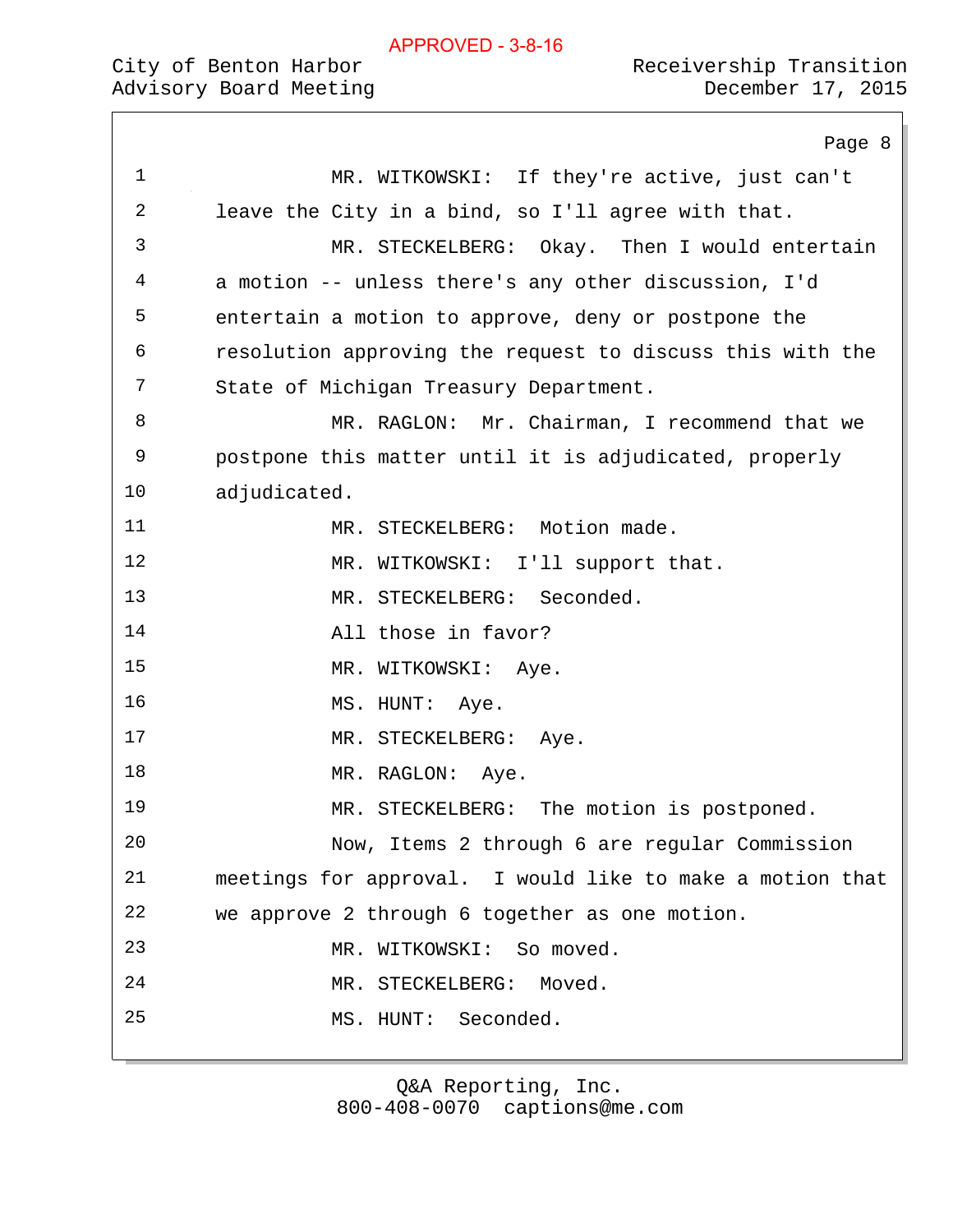MR. WITKOWSKI: If they're active, just can't leave the City in a bind, so I'll agree with that.

MR. STECKELBERG: Okay. Then I would entertain a motion -- unless there's any other discussion, I'd entertain a motion to approve, deny or postpone the resolution approving the request to discuss this with the State of Michigan Treasury Department.

MR. RAGLON: Mr. Chairman, I recommend that we postpone this matter until it is adjudicated, properly adjudicated.

MR. STECKELBERG: Motion made.

MR. WITKOWSKI: I'll support that.

MR. STECKELBERG: Seconded.

All those in favor?

MR. WITKOWSKI: Aye.

MS. HUNT: Aye.

MR. STECKELBERG: Aye.

MR. RAGLON: Aye.

MR. STECKELBERG: The motion is postponed.

Now, Items 2 through 6 are regular Commission meetings for approval. I would like to make a motion that we approve 2 through 6 together as one motion.

MR. WITKOWSKI: So moved.

MR. STECKELBERG: Moved.

MS. HUNT: Seconded.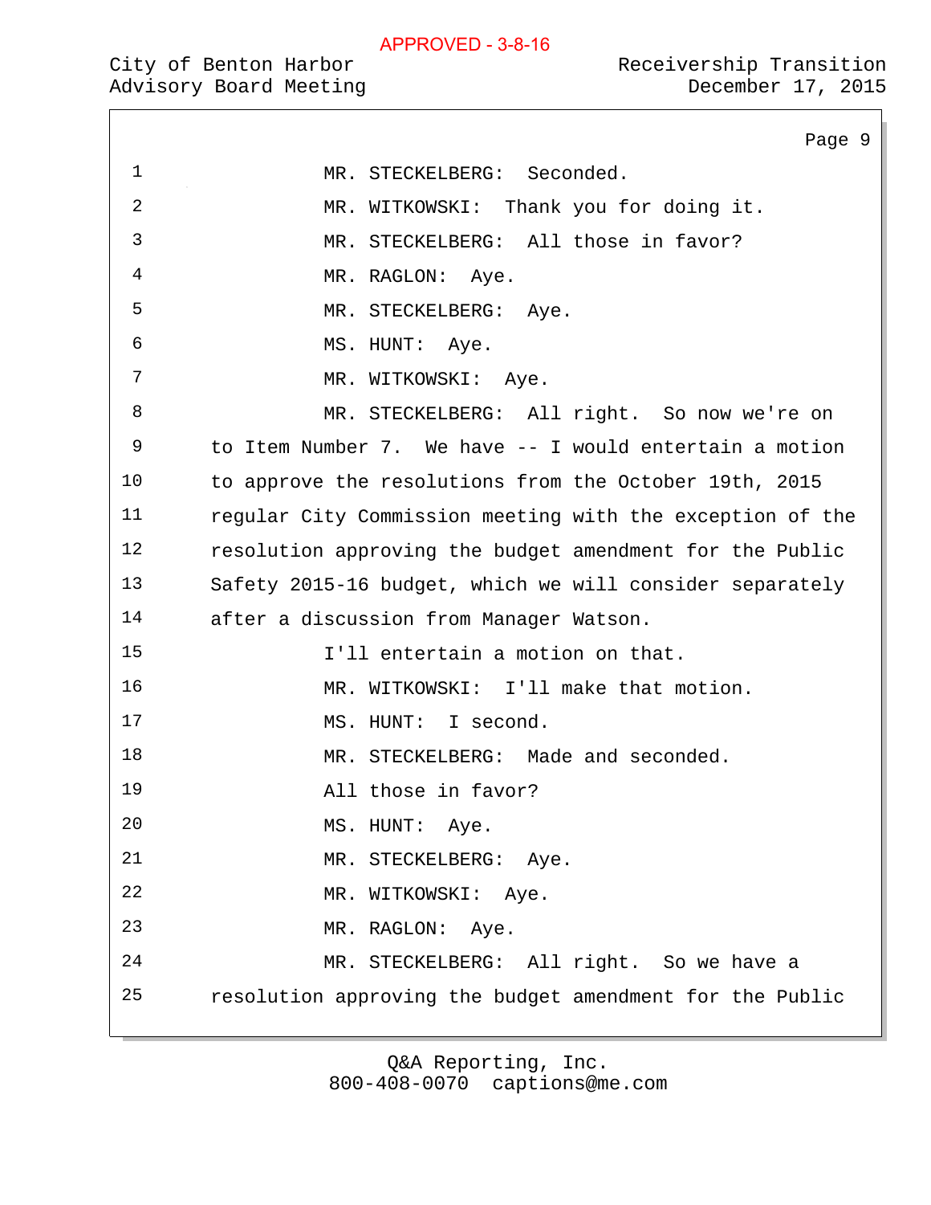MR. STECKELBERG: Seconded.

MR. WITKOWSKI: Thank you for doing it.

MR. STECKELBERG: All those in favor?

MR. RAGLON: Aye.

MR. STECKELBERG: Aye.

MS. HUNT: Aye.

MR. WITKOWSKI: Aye.

MR. STECKELBERG: All right. So now we're on to Item Number 7. We have -- I would entertain a motion to approve the resolutions from the October 19th, 2015 regular City Commission meeting with the exception of the resolution approving the budget amendment for the Public Safety 2015-16 budget, which we will consider separately after a discussion from Manager Watson.

I'll entertain a motion on that.

MR. WITKOWSKI: I'll make that motion.

MS. HUNT: I second.

MR. STECKELBERG: Made and seconded.

All those in favor?

MS. HUNT: Aye.

MR. STECKELBERG: Aye.

MR. WITKOWSKI: Aye.

MR. RAGLON: Aye.

MR. STECKELBERG: All right. So we have a resolution approving the budget amendment for the Public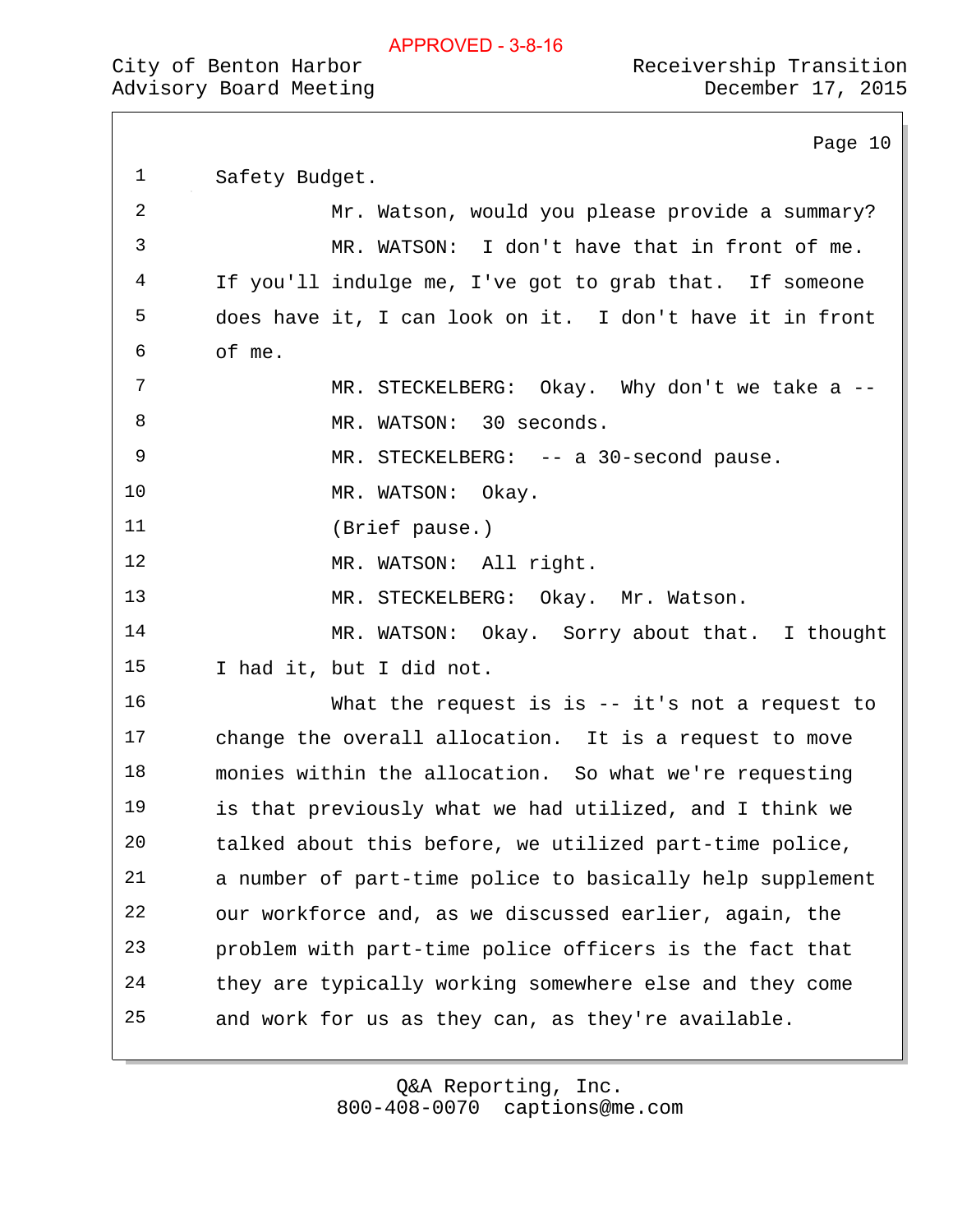Safety Budget.

Mr. Watson, would you please provide a summary?

MR. WATSON: I don't have that in front of me. If you'll indulge me, I've got to grab that. If someone does have it, I can look on it. I don't have it in front of me.

MR. STECKELBERG: Okay. Why don't we take a --

MR. WATSON: 30 seconds.

MR. STECKELBERG: -- a 30-second pause.

MR. WATSON: Okay.

(Brief pause.)

MR. WATSON: All right.

MR. STECKELBERG: Okay. Mr. Watson.

MR. WATSON: Okay. Sorry about that. I thought I had it, but I did not.

What the request is is -- it's not a request to change the overall allocation. It is a request to move monies within the allocation. So what we're requesting is that previously what we had utilized, and I think we talked about this before, we utilized part-time police, a number of part-time police to basically help supplement our workforce and, as we discussed earlier, again, the problem with part-time police officers is the fact that they are typically working somewhere else and they come and work for us as they can, as they're available.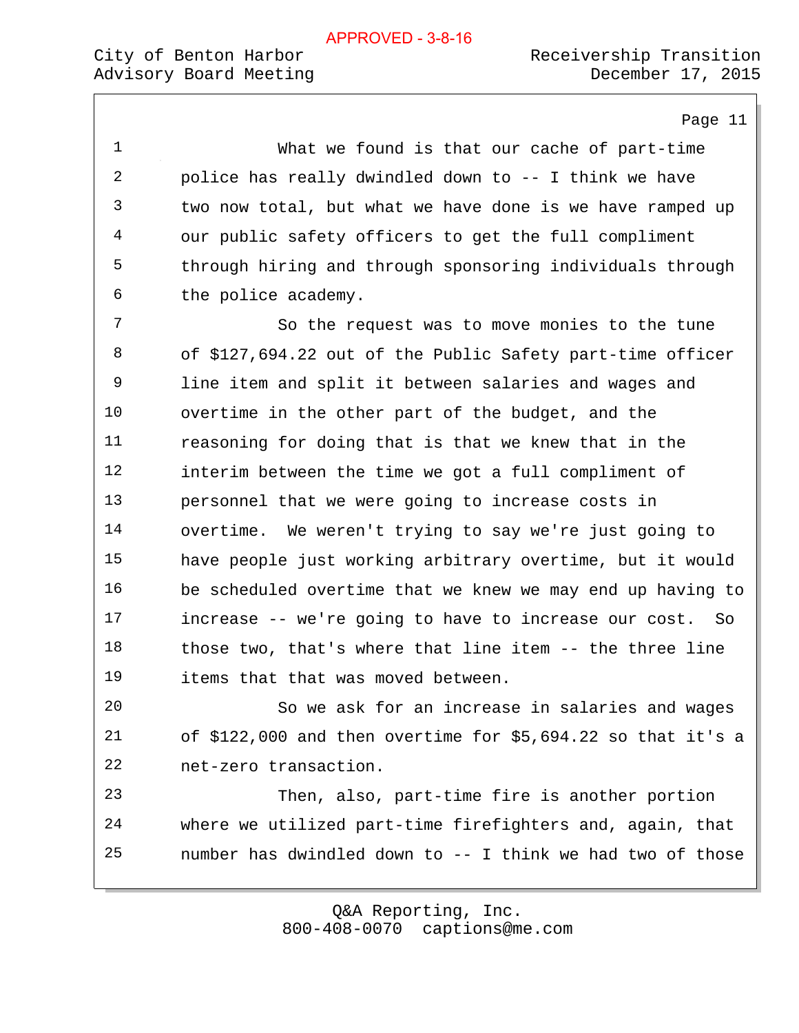What we found is that our cache of part-time police has really dwindled down to -- I think we have two now total, but what we have done is we have ramped up our public safety officers to get the full compliment through hiring and through sponsoring individuals through the police academy.

So the request was to move monies to the tune of $127,694.22 out of the Public Safety part-time officer line item and split it between salaries and wages and overtime in the other part of the budget, and the reasoning for doing that is that we knew that in the interim between the time we got a full compliment of personnel that we were going to increase costs in overtime. We weren't trying to say we're just going to have people just working arbitrary overtime, but it would be scheduled overtime that we knew we may end up having to increase -- we're going to have to increase our cost. So those two, that's where that line item -- the three line items that that was moved between.

So we ask for an increase in salaries and wages of $122,000 and then overtime for $5,694.22 so that it's a net-zero transaction.

Then, also, part-time fire is another portion where we utilized part-time firefighters and, again, that number has dwindled down to -- I think we had two of those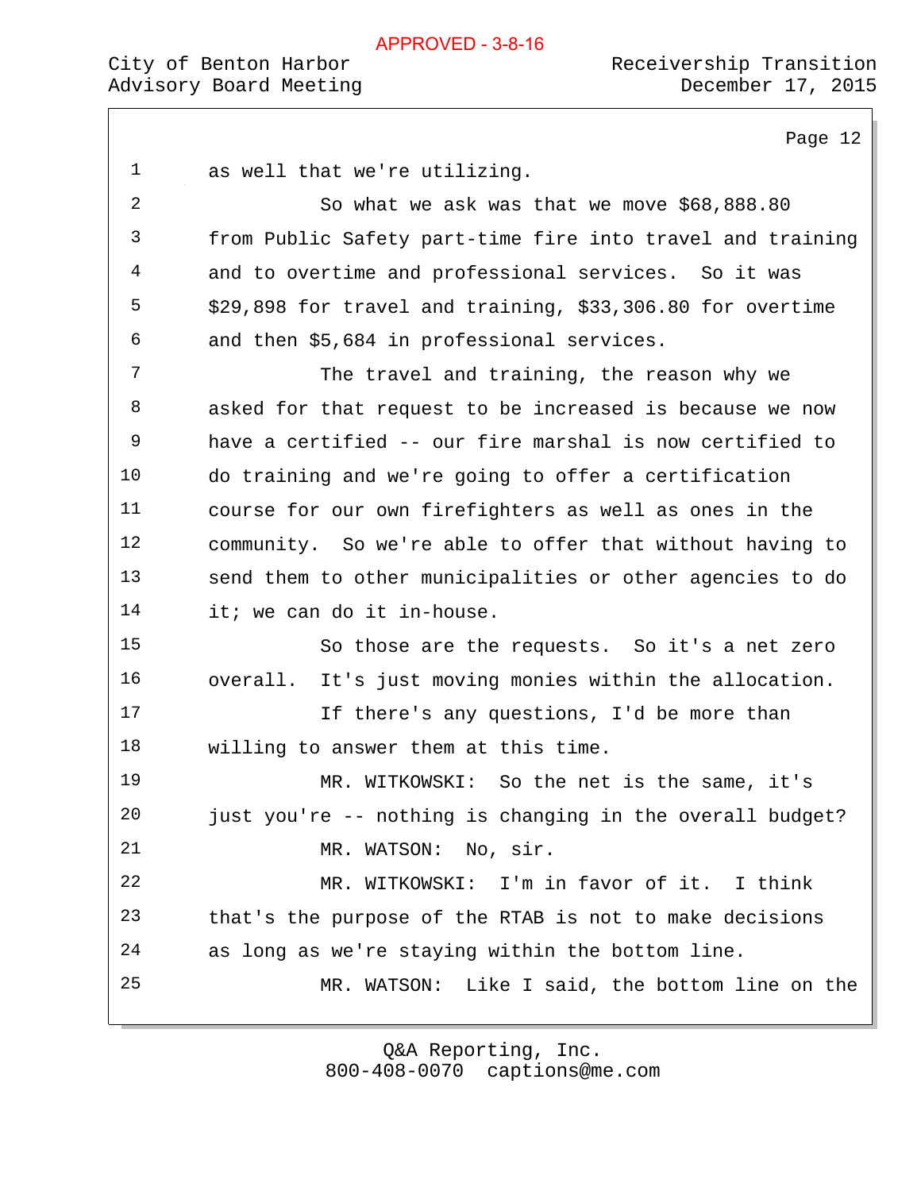as well that we're utilizing.

So what we ask was that we move $68,888.80 from Public Safety part-time fire into travel and training and to overtime and professional services. So it was $29,898 for travel and training, $33,306.80 for overtime and then $5,684 in professional services.

The travel and training, the reason why we asked for that request to be increased is because we now have a certified -- our fire marshal is now certified to do training and we're going to offer a certification course for our own firefighters as well as ones in the community. So we're able to offer that without having to send them to other municipalities or other agencies to do it; we can do it in-house.

So those are the requests. So it's a net zero overall. It's just moving monies within the allocation.

If there's any questions, I'd be more than willing to answer them at this time.

MR. WITKOWSKI: So the net is the same, it's just you're -- nothing is changing in the overall budget?

MR. WATSON: No, sir.

MR. WITKOWSKI: I'm in favor of it. I think that's the purpose of the RTAB is not to make decisions as long as we're staying within the bottom line.

MR. WATSON: Like I said, the bottom line on the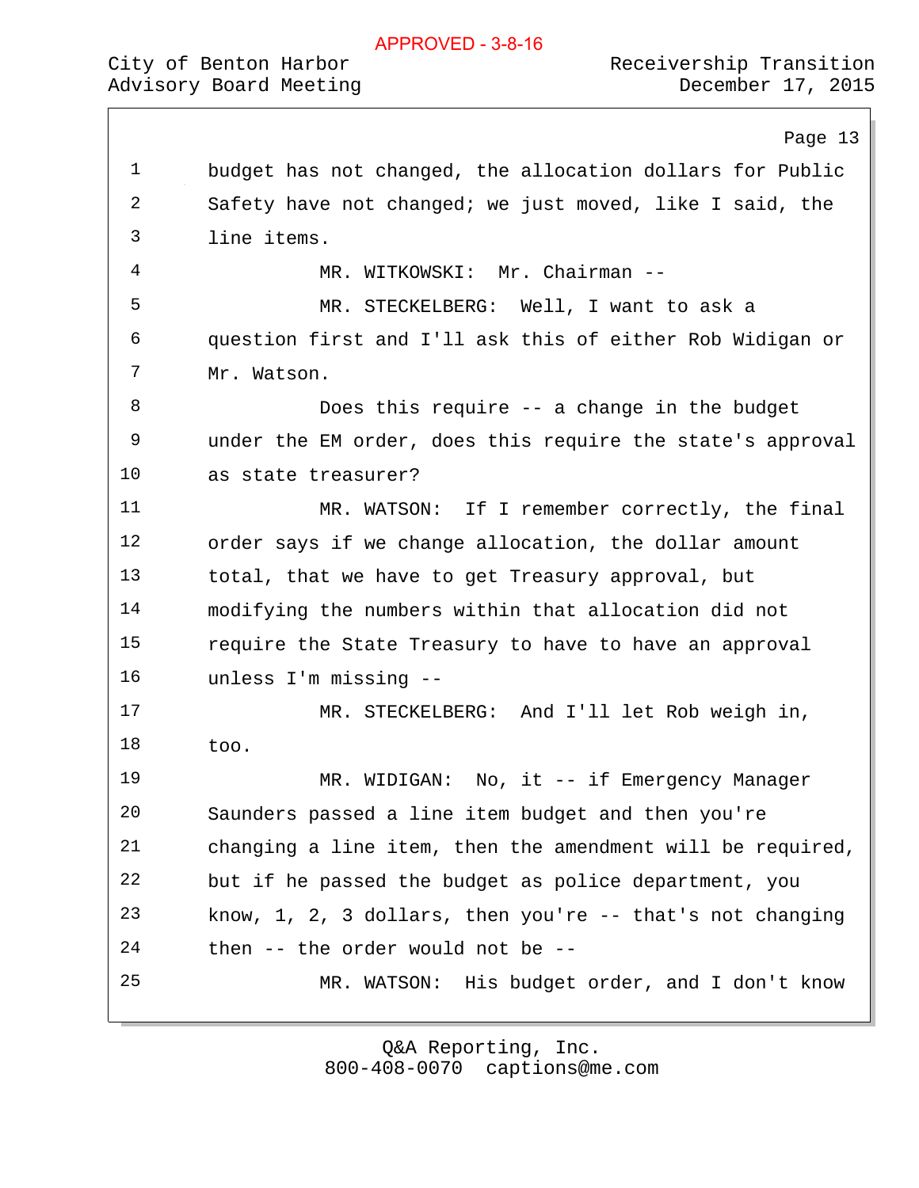budget has not changed, the allocation dollars for Public Safety have not changed; we just moved, like I said, the line items.

MR. WITKOWSKI: Mr. Chairman --

MR. STECKELBERG: Well, I want to ask a question first and I'll ask this of either Rob Widigan or Mr. Watson.

Does this require -- a change in the budget under the EM order, does this require the state's approval as state treasurer?

MR. WATSON: If I remember correctly, the final order says if we change allocation, the dollar amount total, that we have to get Treasury approval, but modifying the numbers within that allocation did not require the State Treasury to have to have an approval unless I'm missing --

MR. STECKELBERG: And I'll let Rob weigh in, too.

MR. WIDIGAN: No, it -- if Emergency Manager Saunders passed a line item budget and then you're changing a line item, then the amendment will be required, but if he passed the budget as police department, you know, 1, 2, 3 dollars, then you're -- that's not changing then -- the order would not be --

MR. WATSON: His budget order, and I don't know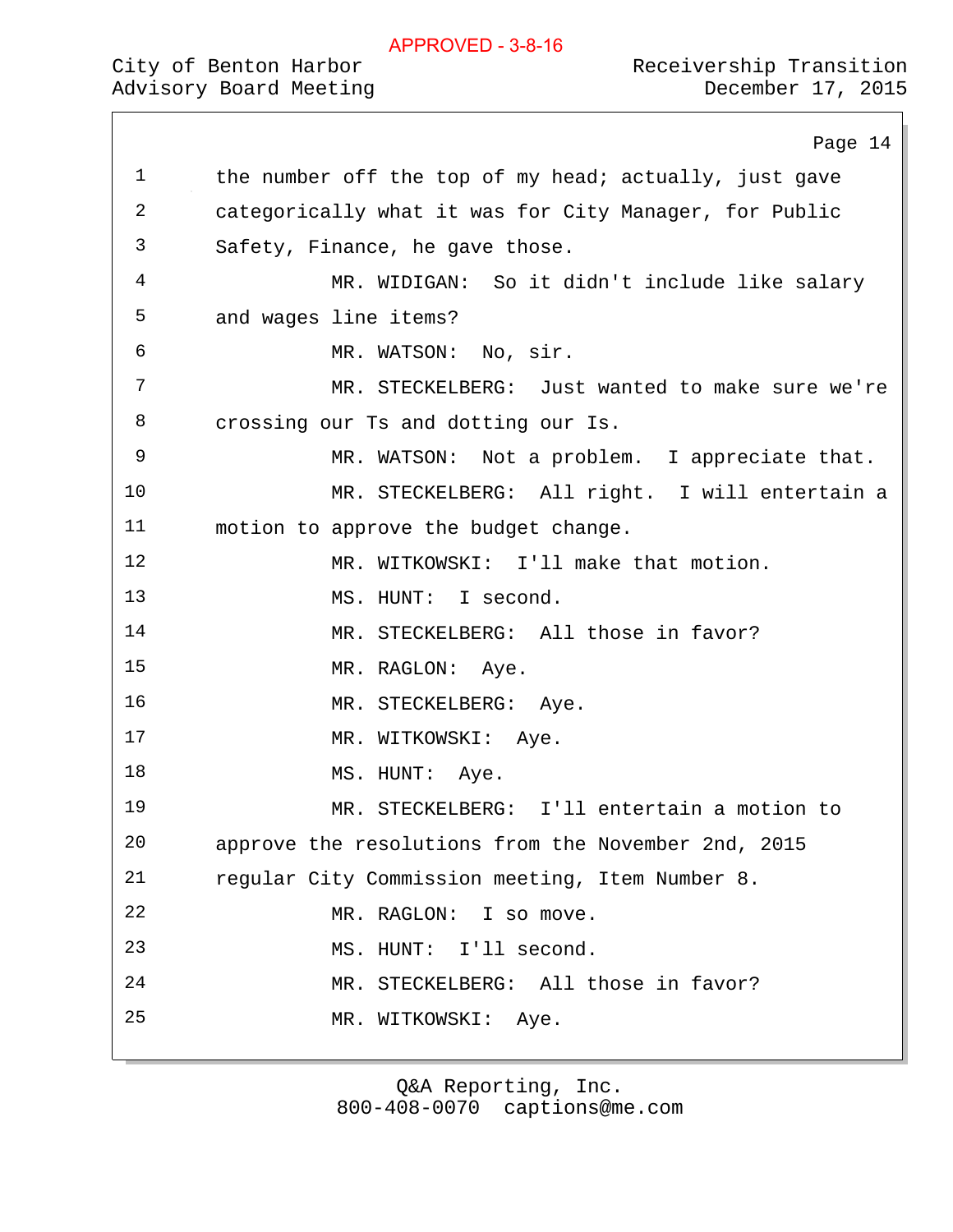1 the number off the top of my head; actually, just gave
2 categorically what it was for City Manager, for Public
3 Safety, Finance, he gave those.
4 MR. WIDIGAN: So it didn't include like salary
5 and wages line items?
6 MR. WATSON: No, sir.
7 MR. STECKELBERG: Just wanted to make sure we're
8 crossing our Ts and dotting our Is.
9 MR. WATSON: Not a problem. I appreciate that.
10 MR. STECKELBERG: All right. I will entertain a
11 motion to approve the budget change.
12 MR. WITKOWSKI: I'll make that motion.
13 MS. HUNT: I second.
14 MR. STECKELBERG: All those in favor?
15 MR. RAGLON: Aye.
16 MR. STECKELBERG: Aye.
17 MR. WITKOWSKI: Aye.
18 MS. HUNT: Aye.
19 MR. STECKELBERG: I'll entertain a motion to
20 approve the resolutions from the November 2nd, 2015
21 regular City Commission meeting, Item Number 8.
22 MR. RAGLON: I so move.
23 MS. HUNT: I'll second.
24 MR. STECKELBERG: All those in favor?
25 MR. WITKOWSKI: Aye.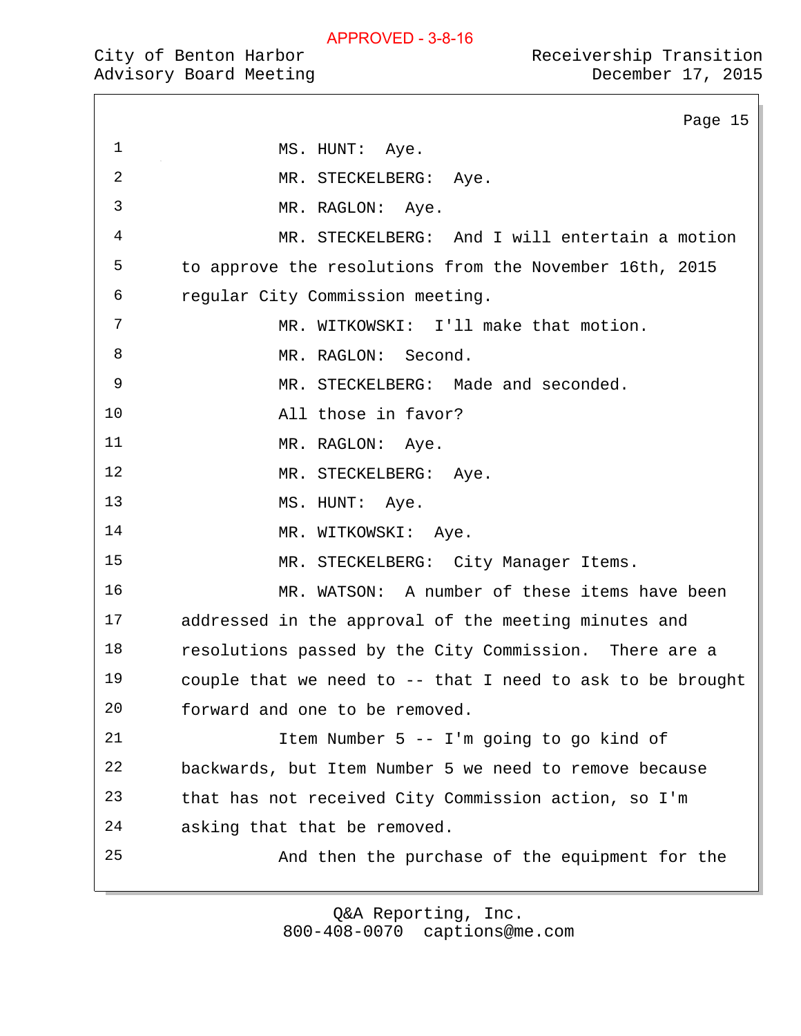APPROVED - 3-8-16

MS. HUNT: Aye.

MR. STECKELBERG: Aye.

MR. RAGLON: Aye.

MR. STECKELBERG: And I will entertain a motion to approve the resolutions from the November 16th, 2015 regular City Commission meeting.

MR. WITKOWSKI: I'll make that motion.

MR. RAGLON: Second.

MR. STECKELBERG: Made and seconded.

All those in favor?

MR. RAGLON: Aye.

MR. STECKELBERG: Aye.

MS. HUNT: Aye.

MR. WITKOWSKI: Aye.

MR. STECKELBERG: City Manager Items.

MR. WATSON: A number of these items have been addressed in the approval of the meeting minutes and resolutions passed by the City Commission. There are a couple that we need to -- that I need to ask to be brought forward and one to be removed.

Item Number 5 -- I'm going to go kind of backwards, but Item Number 5 we need to remove because that has not received City Commission action, so I'm asking that that be removed.

And then the purchase of the equipment for the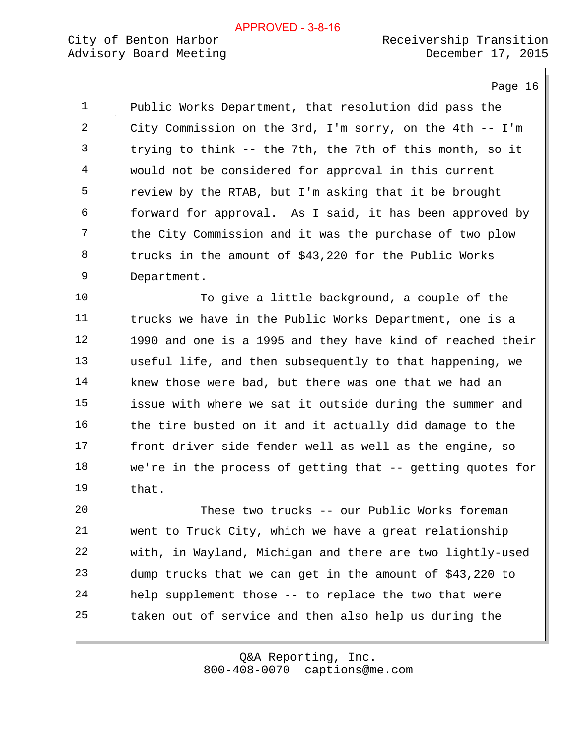Public Works Department, that resolution did pass the City Commission on the 3rd, I'm sorry, on the 4th -- I'm trying to think -- the 7th, the 7th of this month, so it would not be considered for approval in this current review by the RTAB, but I'm asking that it be brought forward for approval. As I said, it has been approved by the City Commission and it was the purchase of two plow trucks in the amount of $43,220 for the Public Works Department.

To give a little background, a couple of the trucks we have in the Public Works Department, one is a 1990 and one is a 1995 and they have kind of reached their useful life, and then subsequently to that happening, we knew those were bad, but there was one that we had an issue with where we sat it outside during the summer and the tire busted on it and it actually did damage to the front driver side fender well as well as the engine, so we're in the process of getting that -- getting quotes for that.

These two trucks -- our Public Works foreman went to Truck City, which we have a great relationship with, in Wayland, Michigan and there are two lightly-used dump trucks that we can get in the amount of $43,220 to help supplement those -- to replace the two that were taken out of service and then also help us during the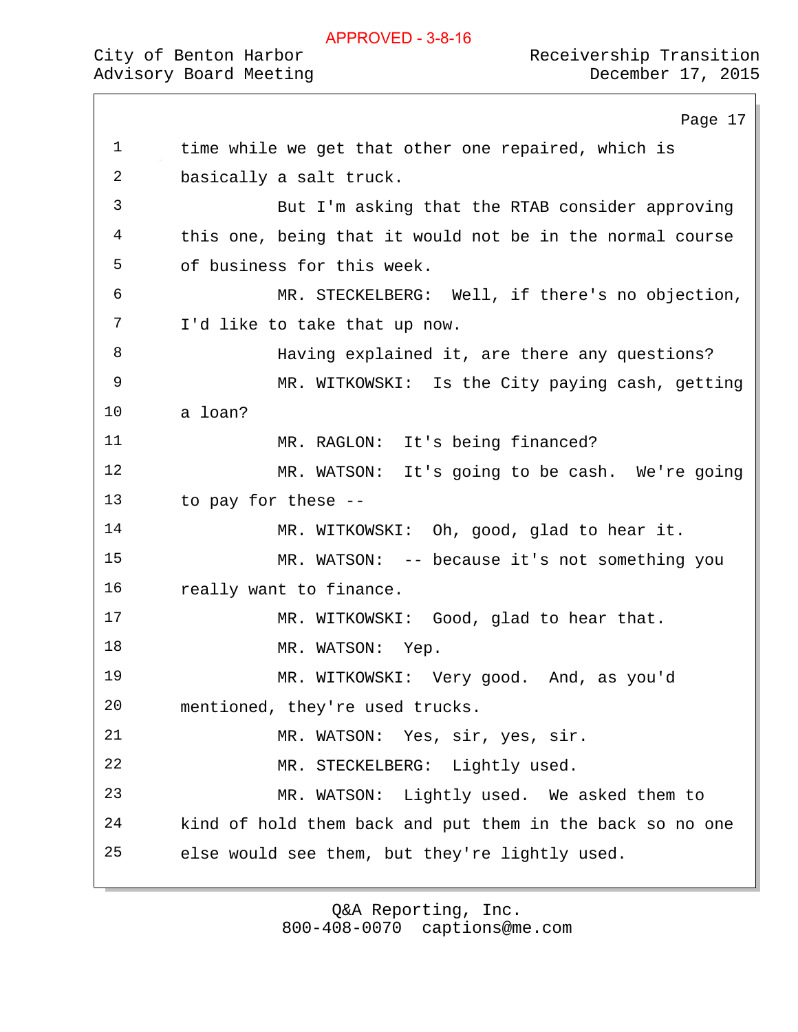time while we get that other one repaired, which is basically a salt truck.

But I'm asking that the RTAB consider approving this one, being that it would not be in the normal course of business for this week.

MR. STECKELBERG: Well, if there's no objection, I'd like to take that up now.

Having explained it, are there any questions?

MR. WITKOWSKI: Is the City paying cash, getting a loan?

MR. RAGLON: It's being financed?

MR. WATSON: It's going to be cash. We're going to pay for these --

MR. WITKOWSKI: Oh, good, glad to hear it.

MR. WATSON: -- because it's not something you really want to finance.

MR. WITKOWSKI: Good, glad to hear that.

MR. WATSON: Yep.

MR. WITKOWSKI: Very good. And, as you'd mentioned, they're used trucks.

MR. WATSON: Yes, sir, yes, sir.

MR. STECKELBERG: Lightly used.

MR. WATSON: Lightly used. We asked them to kind of hold them back and put them in the back so no one else would see them, but they're lightly used.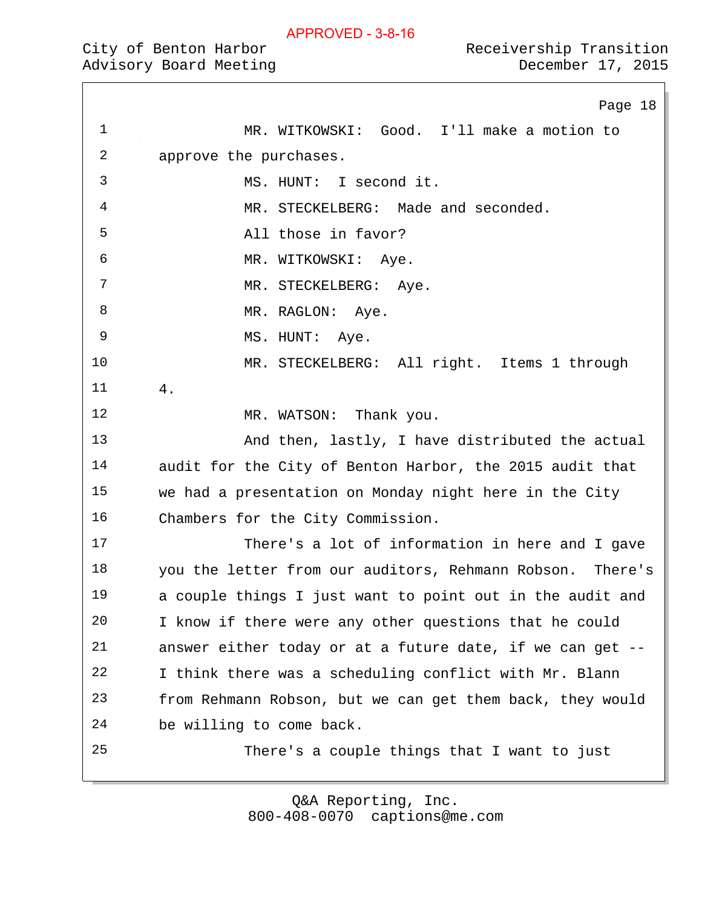MR. WITKOWSKI: Good. I'll make a motion to approve the purchases.

MS. HUNT: I second it.

MR. STECKELBERG: Made and seconded.

All those in favor?

MR. WITKOWSKI: Aye.

MR. STECKELBERG: Aye.

MR. RAGLON: Aye.

MS. HUNT: Aye.

MR. STECKELBERG: All right. Items 1 through 4.

MR. WATSON: Thank you.

And then, lastly, I have distributed the actual audit for the City of Benton Harbor, the 2015 audit that we had a presentation on Monday night here in the City Chambers for the City Commission.

There's a lot of information in here and I gave you the letter from our auditors, Rehmann Robson. There's a couple things I just want to point out in the audit and I know if there were any other questions that he could answer either today or at a future date, if we can get -- I think there was a scheduling conflict with Mr. Blann from Rehmann Robson, but we can get them back, they would be willing to come back.

There's a couple things that I want to just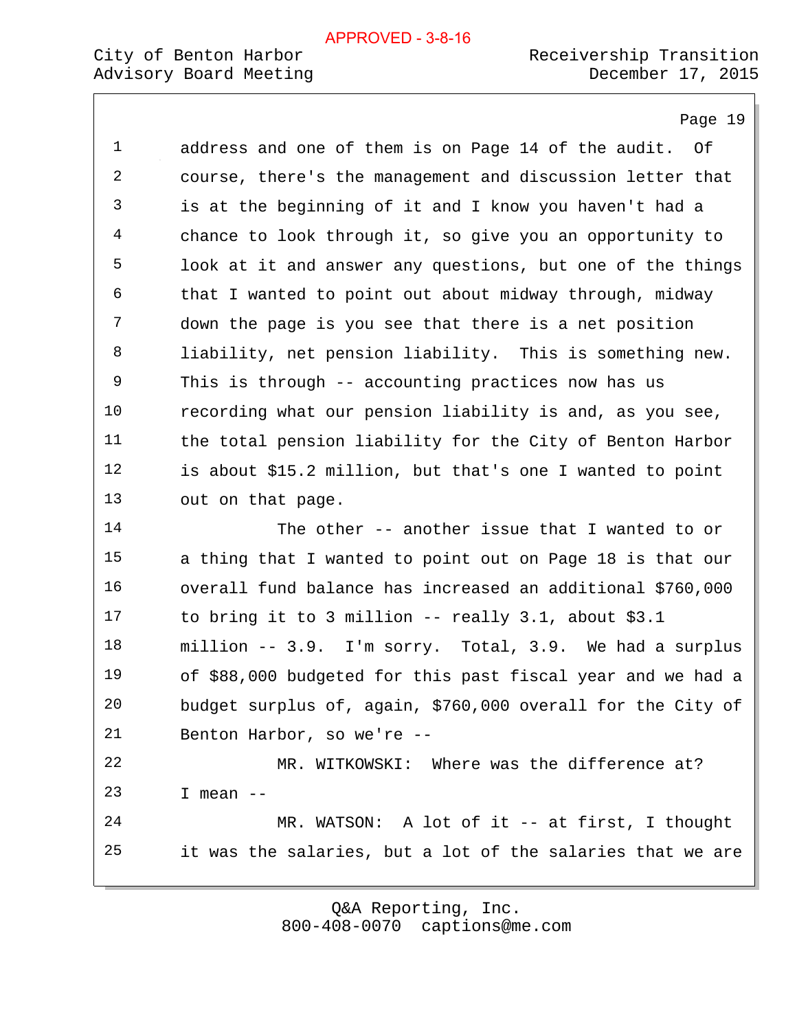address and one of them is on Page 14 of the audit. Of course, there's the management and discussion letter that is at the beginning of it and I know you haven't had a chance to look through it, so give you an opportunity to look at it and answer any questions, but one of the things that I wanted to point out about midway through, midway down the page is you see that there is a net position liability, net pension liability. This is something new. This is through -- accounting practices now has us recording what our pension liability is and, as you see, the total pension liability for the City of Benton Harbor is about $15.2 million, but that's one I wanted to point out on that page.

The other -- another issue that I wanted to or a thing that I wanted to point out on Page 18 is that our overall fund balance has increased an additional $760,000 to bring it to 3 million -- really 3.1, about $3.1 million -- 3.9. I'm sorry. Total, 3.9. We had a surplus of $88,000 budgeted for this past fiscal year and we had a budget surplus of, again, $760,000 overall for the City of Benton Harbor, so we're --

MR. WITKOWSKI: Where was the difference at? I mean --

MR. WATSON: A lot of it -- at first, I thought it was the salaries, but a lot of the salaries that we are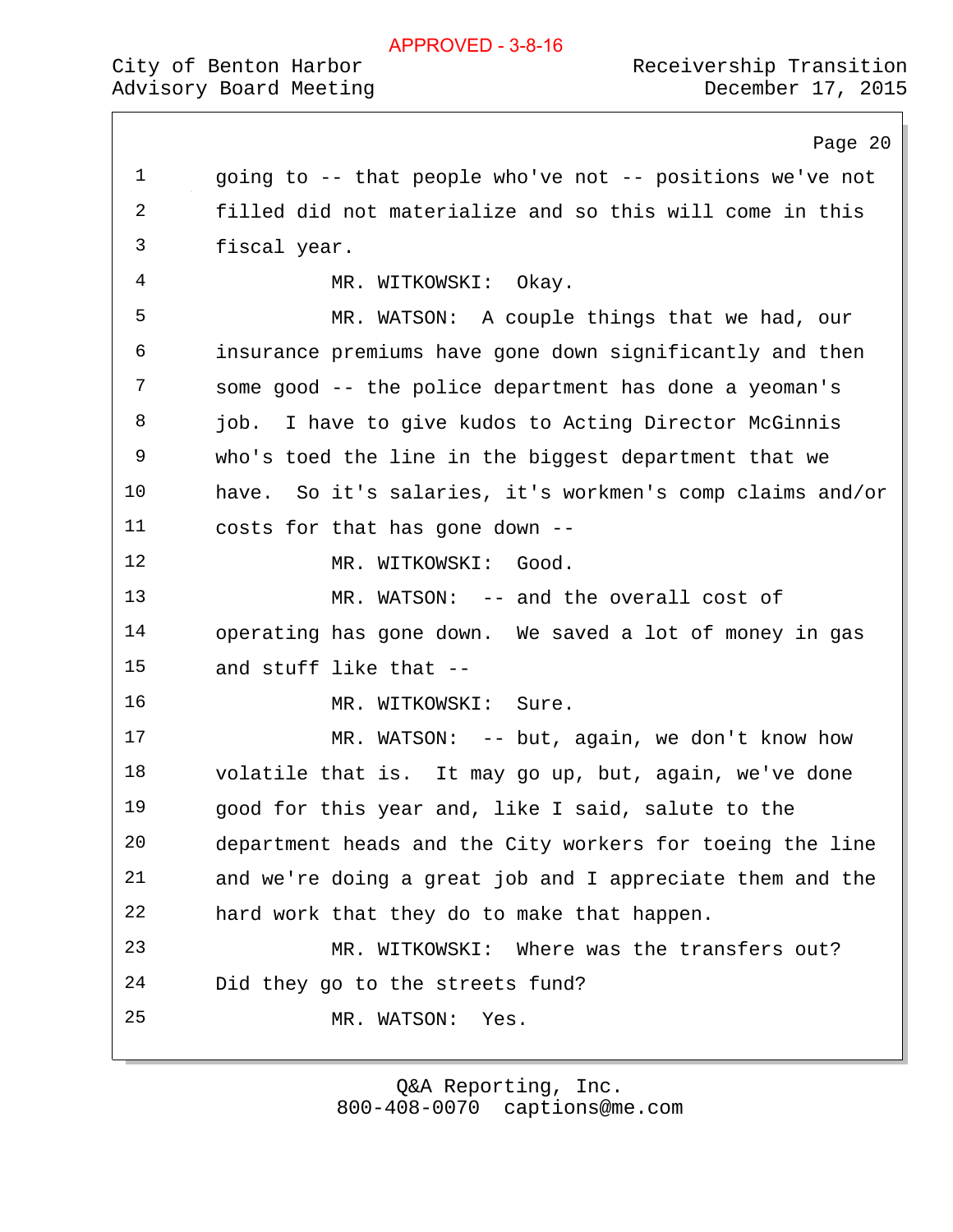going to -- that people who've not -- positions we've not filled did not materialize and so this will come in this fiscal year.

MR. WITKOWSKI: Okay.

MR. WATSON: A couple things that we had, our insurance premiums have gone down significantly and then some good -- the police department has done a yeoman's job. I have to give kudos to Acting Director McGinnis who's toed the line in the biggest department that we have. So it's salaries, it's workmen's comp claims and/or costs for that has gone down --

MR. WITKOWSKI: Good.

MR. WATSON: -- and the overall cost of operating has gone down. We saved a lot of money in gas and stuff like that --

MR. WITKOWSKI: Sure.

MR. WATSON: -- but, again, we don't know how volatile that is. It may go up, but, again, we've done good for this year and, like I said, salute to the department heads and the City workers for toeing the line and we're doing a great job and I appreciate them and the hard work that they do to make that happen.

MR. WITKOWSKI: Where was the transfers out? Did they go to the streets fund?

MR. WATSON: Yes.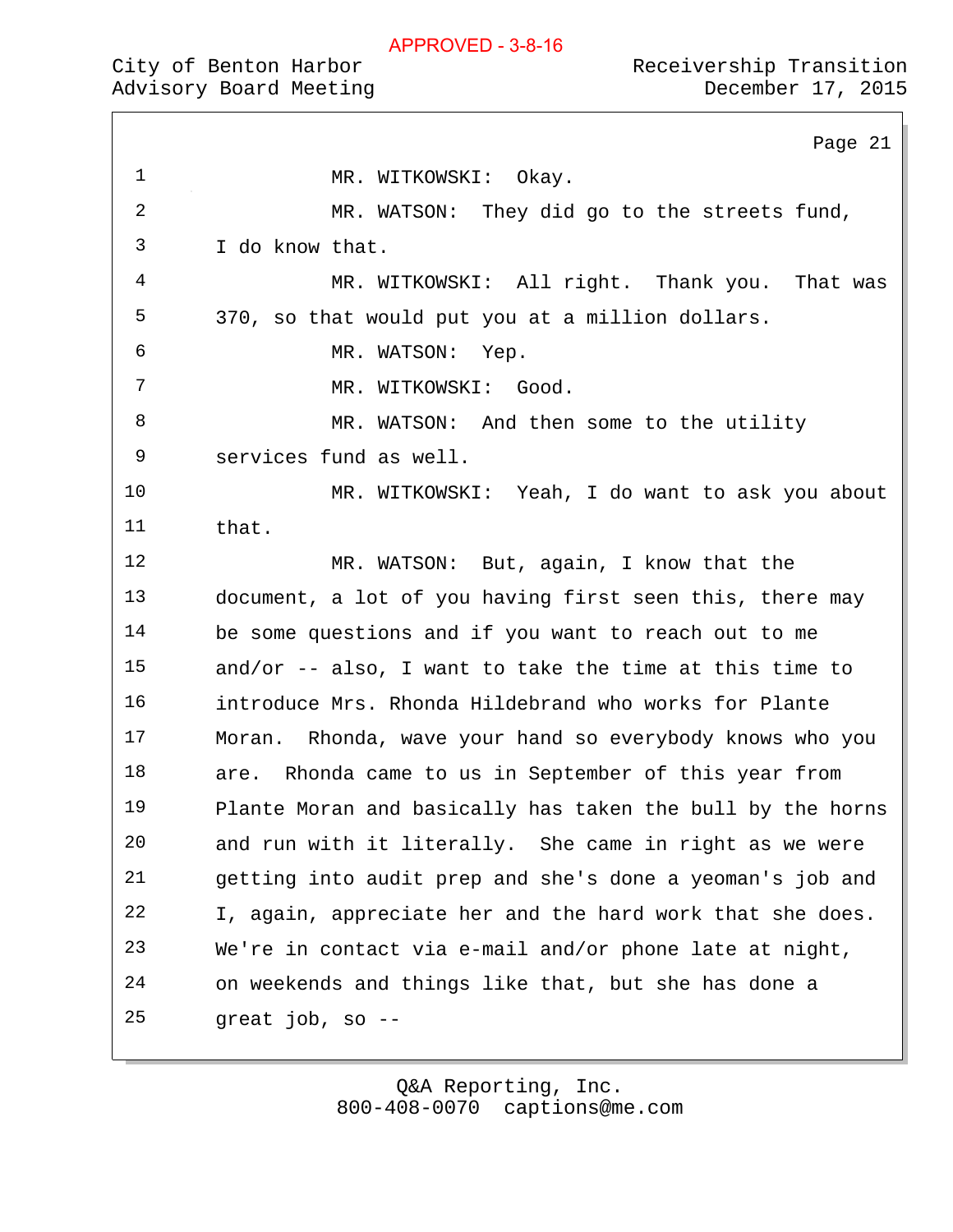MR. WITKOWSKI: Okay.

MR. WATSON: They did go to the streets fund, I do know that.

MR. WITKOWSKI: All right. Thank you. That was 370, so that would put you at a million dollars.

MR. WATSON: Yep.

MR. WITKOWSKI: Good.

MR. WATSON: And then some to the utility services fund as well.

MR. WITKOWSKI: Yeah, I do want to ask you about that.

MR. WATSON: But, again, I know that the document, a lot of you having first seen this, there may be some questions and if you want to reach out to me and/or -- also, I want to take the time at this time to introduce Mrs. Rhonda Hildebrand who works for Plante Moran. Rhonda, wave your hand so everybody knows who you are. Rhonda came to us in September of this year from Plante Moran and basically has taken the bull by the horns and run with it literally. She came in right as we were getting into audit prep and she's done a yeoman's job and I, again, appreciate her and the hard work that she does. We're in contact via e-mail and/or phone late at night, on weekends and things like that, but she has done a great job, so --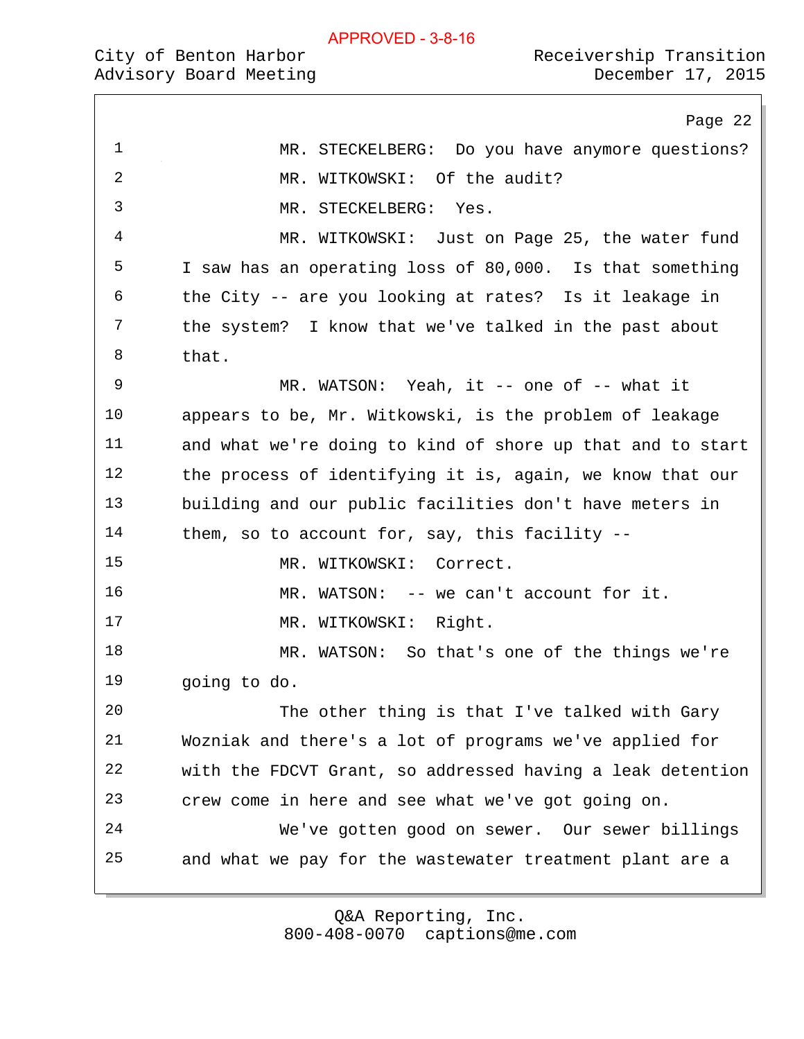MR. STECKELBERG: Do you have anymore questions?

MR. WITKOWSKI: Of the audit?

MR. STECKELBERG: Yes.

MR. WITKOWSKI: Just on Page 25, the water fund I saw has an operating loss of 80,000. Is that something the City -- are you looking at rates? Is it leakage in the system? I know that we've talked in the past about that.

MR. WATSON: Yeah, it -- one of -- what it appears to be, Mr. Witkowski, is the problem of leakage and what we're doing to kind of shore up that and to start the process of identifying it is, again, we know that our building and our public facilities don't have meters in them, so to account for, say, this facility --

MR. WITKOWSKI: Correct.

MR. WATSON: -- we can't account for it.

MR. WITKOWSKI: Right.

MR. WATSON: So that's one of the things we're going to do.

The other thing is that I've talked with Gary Wozniak and there's a lot of programs we've applied for with the FDCVT Grant, so addressed having a leak detention crew come in here and see what we've got going on.

We've gotten good on sewer. Our sewer billings and what we pay for the wastewater treatment plant are a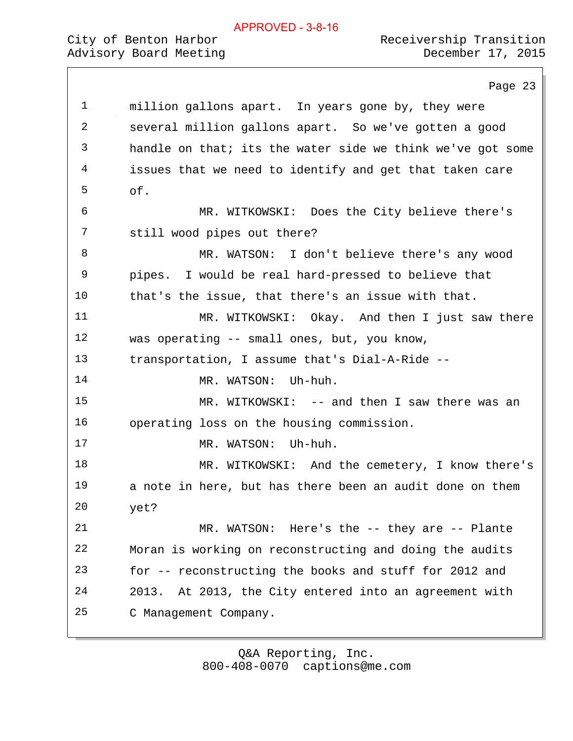1 million gallons apart. In years gone by, they were
2 several million gallons apart. So we've gotten a good
3 handle on that; its the water side we think we've got some
4 issues that we need to identify and get that taken care
5 of.

6 MR. WITKOWSKI: Does the City believe there's
7 still wood pipes out there?

8 MR. WATSON: I don't believe there's any wood
9 pipes. I would be real hard-pressed to believe that
10 that's the issue, that there's an issue with that.

11 MR. WITKOWSKI: Okay. And then I just saw there
12 was operating -- small ones, but, you know,
13 transportation, I assume that's Dial-A-Ride --

14 MR. WATSON: Uh-huh.

15 MR. WITKOWSKI: -- and then I saw there was an
16 operating loss on the housing commission.

17 MR. WATSON: Uh-huh.

18 MR. WITKOWSKI: And the cemetery, I know there's
19 a note in here, but has there been an audit done on them
20 yet?

21 MR. WATSON: Here's the -- they are -- Plante
22 Moran is working on reconstructing and doing the audits
23 for -- reconstructing the books and stuff for 2012 and
24 2013. At 2013, the City entered into an agreement with
25 C Management Company.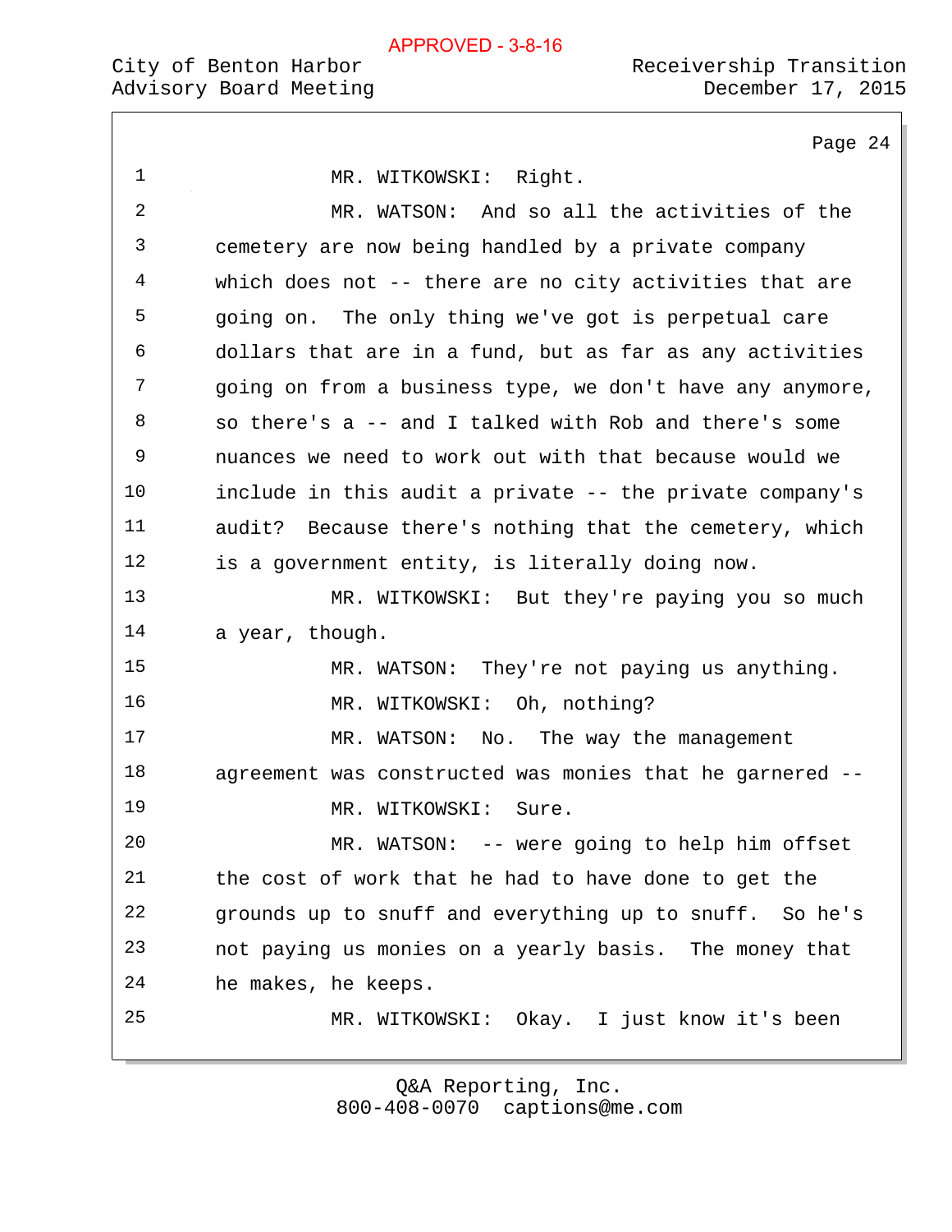MR. WITKOWSKI: Right.

MR. WATSON: And so all the activities of the cemetery are now being handled by a private company which does not -- there are no city activities that are going on. The only thing we've got is perpetual care dollars that are in a fund, but as far as any activities going on from a business type, we don't have any anymore, so there's a -- and I talked with Rob and there's some nuances we need to work out with that because would we include in this audit a private -- the private company's audit? Because there's nothing that the cemetery, which is a government entity, is literally doing now.

MR. WITKOWSKI: But they're paying you so much a year, though.

MR. WATSON: They're not paying us anything.

MR. WITKOWSKI: Oh, nothing?

MR. WATSON: No. The way the management agreement was constructed was monies that he garnered --

MR. WITKOWSKI: Sure.

MR. WATSON: -- were going to help him offset the cost of work that he had to have done to get the grounds up to snuff and everything up to snuff. So he's not paying us monies on a yearly basis. The money that he makes, he keeps.

MR. WITKOWSKI: Okay. I just know it's been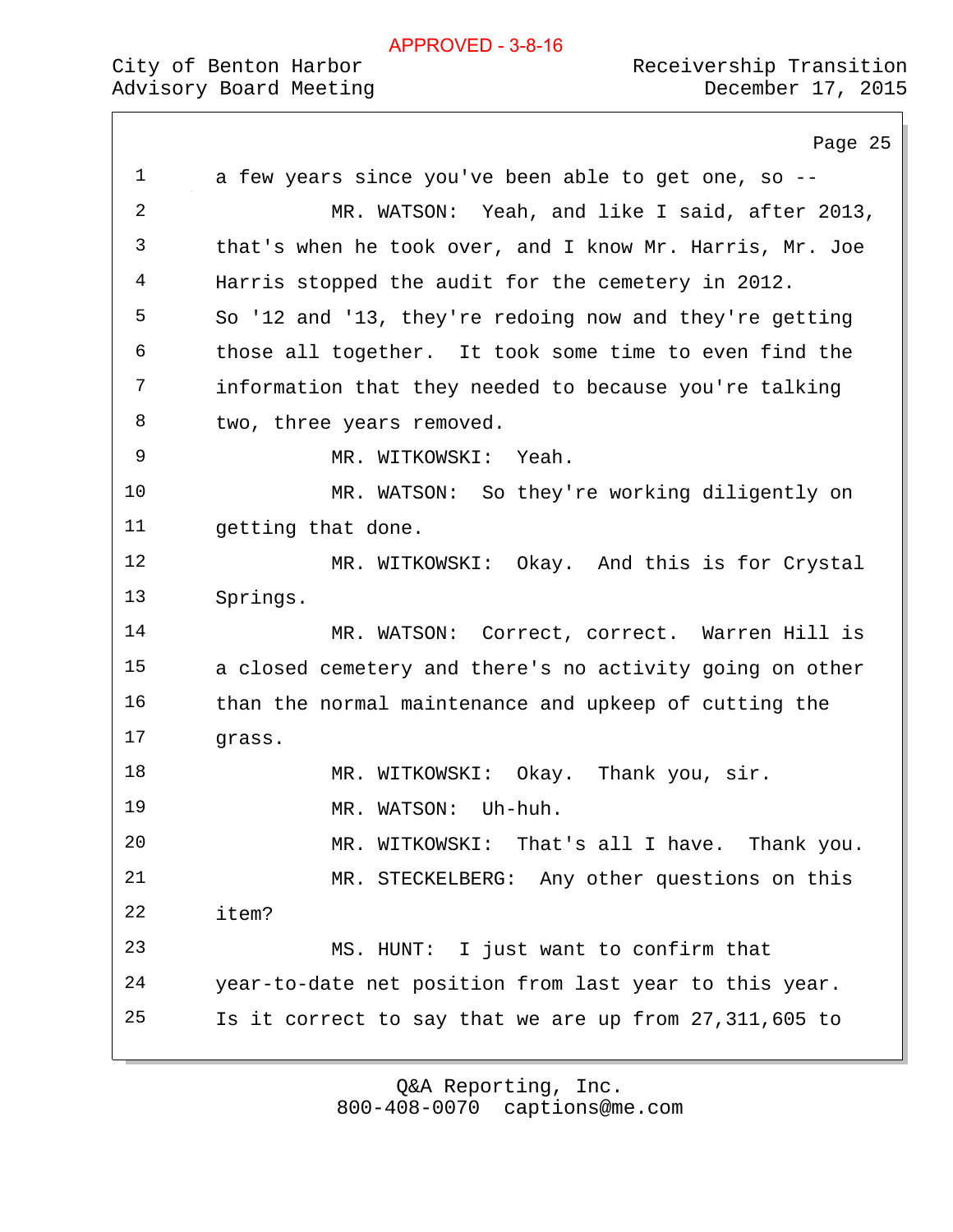a few years since you've been able to get one, so --

MR. WATSON: Yeah, and like I said, after 2013, that's when he took over, and I know Mr. Harris, Mr. Joe Harris stopped the audit for the cemetery in 2012. So '12 and '13, they're redoing now and they're getting those all together. It took some time to even find the information that they needed to because you're talking two, three years removed.

MR. WITKOWSKI: Yeah.

MR. WATSON: So they're working diligently on getting that done.

MR. WITKOWSKI: Okay. And this is for Crystal Springs.

MR. WATSON: Correct, correct. Warren Hill is a closed cemetery and there's no activity going on other than the normal maintenance and upkeep of cutting the grass.

MR. WITKOWSKI: Okay. Thank you, sir.

MR. WATSON: Uh-huh.

MR. WITKOWSKI: That's all I have. Thank you.

MR. STECKELBERG: Any other questions on this item?

MS. HUNT: I just want to confirm that year-to-date net position from last year to this year. Is it correct to say that we are up from 27,311,605 to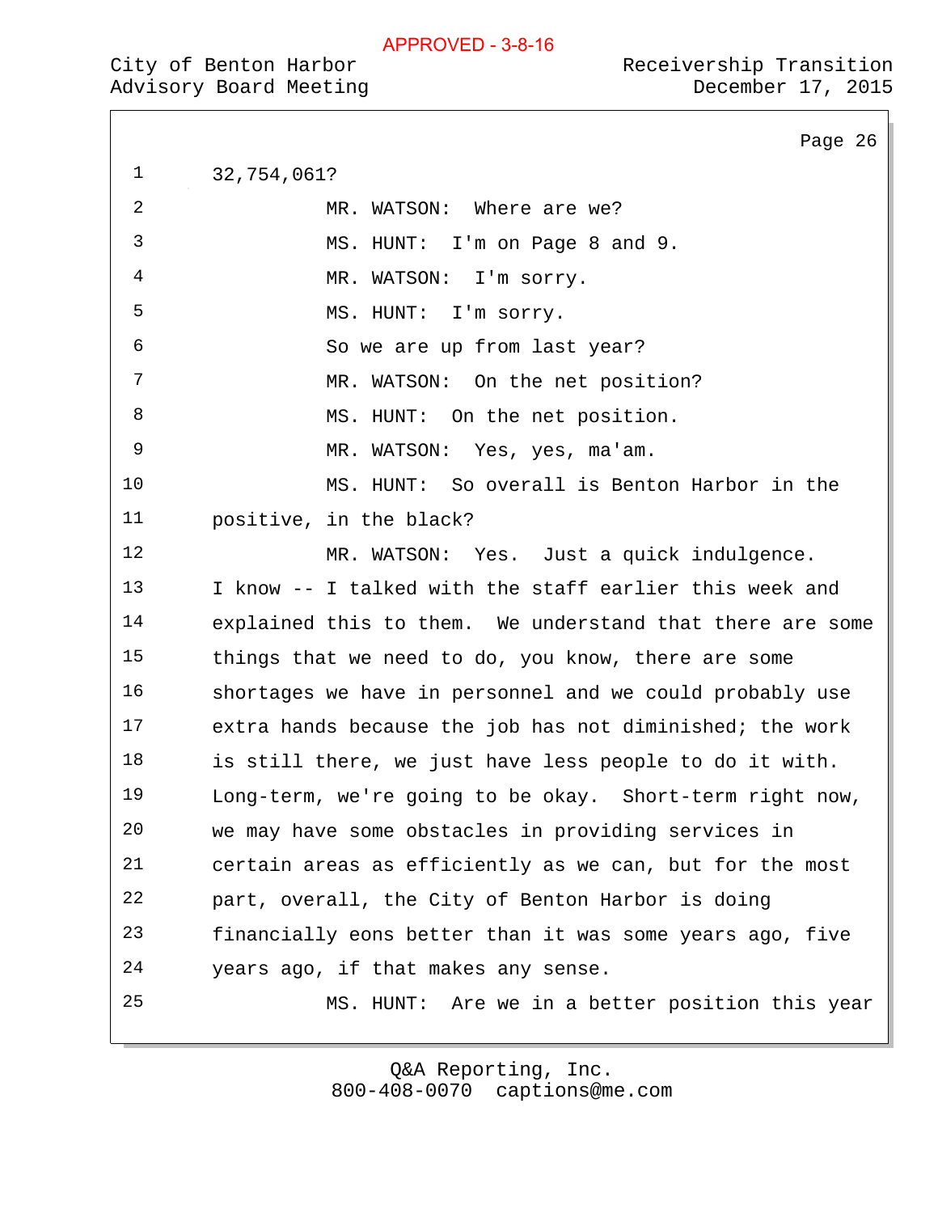32,754,061?

MR. WATSON: Where are we?

MS. HUNT: I'm on Page 8 and 9.

MR. WATSON: I'm sorry.

MS. HUNT: I'm sorry.

So we are up from last year?

MR. WATSON: On the net position?

MS. HUNT: On the net position.

MR. WATSON: Yes, yes, ma'am.

MS. HUNT: So overall is Benton Harbor in the positive, in the black?

MR. WATSON: Yes. Just a quick indulgence. I know -- I talked with the staff earlier this week and explained this to them. We understand that there are some things that we need to do, you know, there are some shortages we have in personnel and we could probably use extra hands because the job has not diminished; the work is still there, we just have less people to do it with. Long-term, we're going to be okay. Short-term right now, we may have some obstacles in providing services in certain areas as efficiently as we can, but for the most part, overall, the City of Benton Harbor is doing financially eons better than it was some years ago, five years ago, if that makes any sense.

MS. HUNT: Are we in a better position this year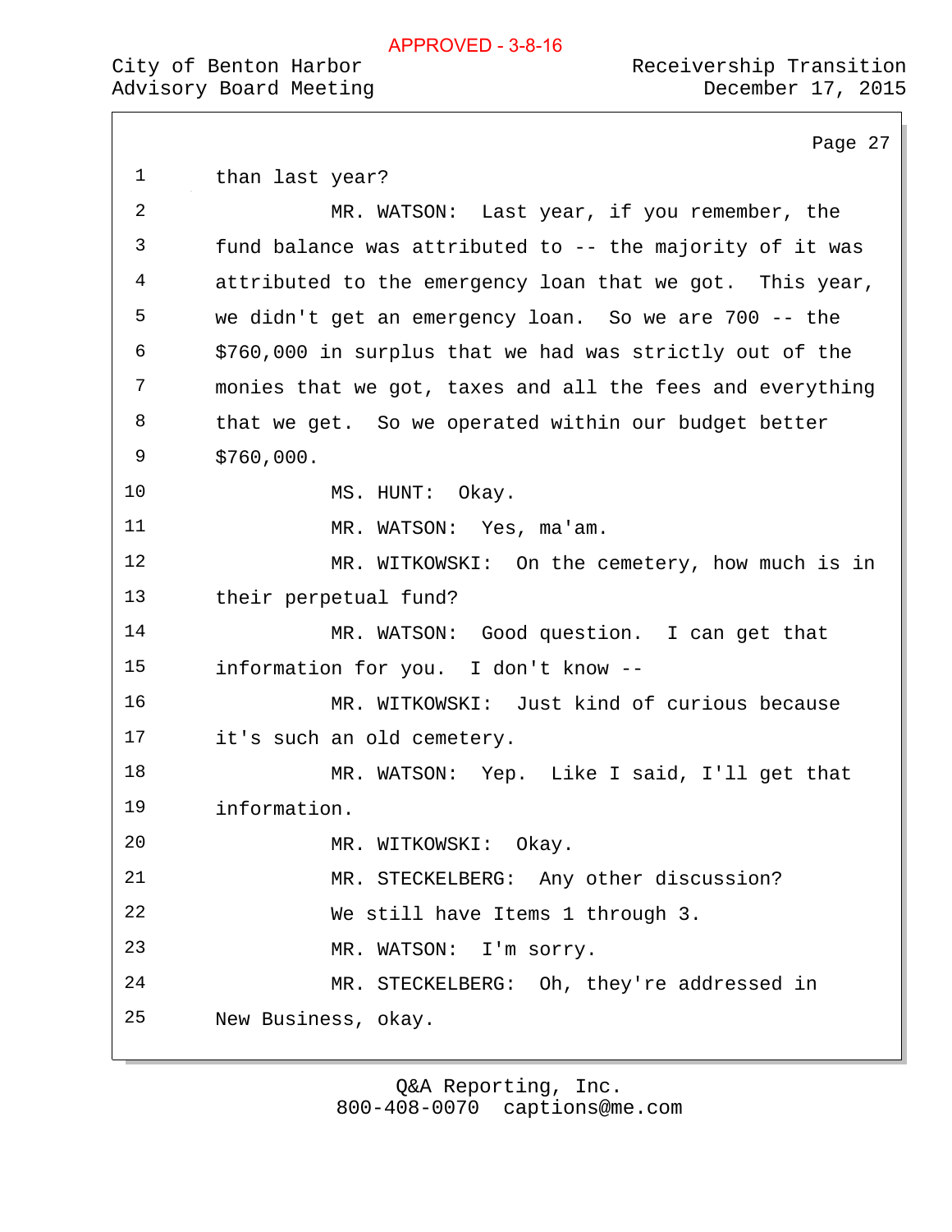than last year?

MR. WATSON: Last year, if you remember, the fund balance was attributed to -- the majority of it was attributed to the emergency loan that we got. This year, we didn't get an emergency loan. So we are 700 -- the $760,000 in surplus that we had was strictly out of the monies that we got, taxes and all the fees and everything that we get. So we operated within our budget better $760,000.

MS. HUNT: Okay.

MR. WATSON: Yes, ma'am.

MR. WITKOWSKI: On the cemetery, how much is in their perpetual fund?

MR. WATSON: Good question. I can get that information for you. I don't know --

MR. WITKOWSKI: Just kind of curious because it's such an old cemetery.

MR. WATSON: Yep. Like I said, I'll get that information.

MR. WITKOWSKI: Okay.

MR. STECKELBERG: Any other discussion? We still have Items 1 through 3.

MR. WATSON: I'm sorry.

MR. STECKELBERG: Oh, they're addressed in New Business, okay.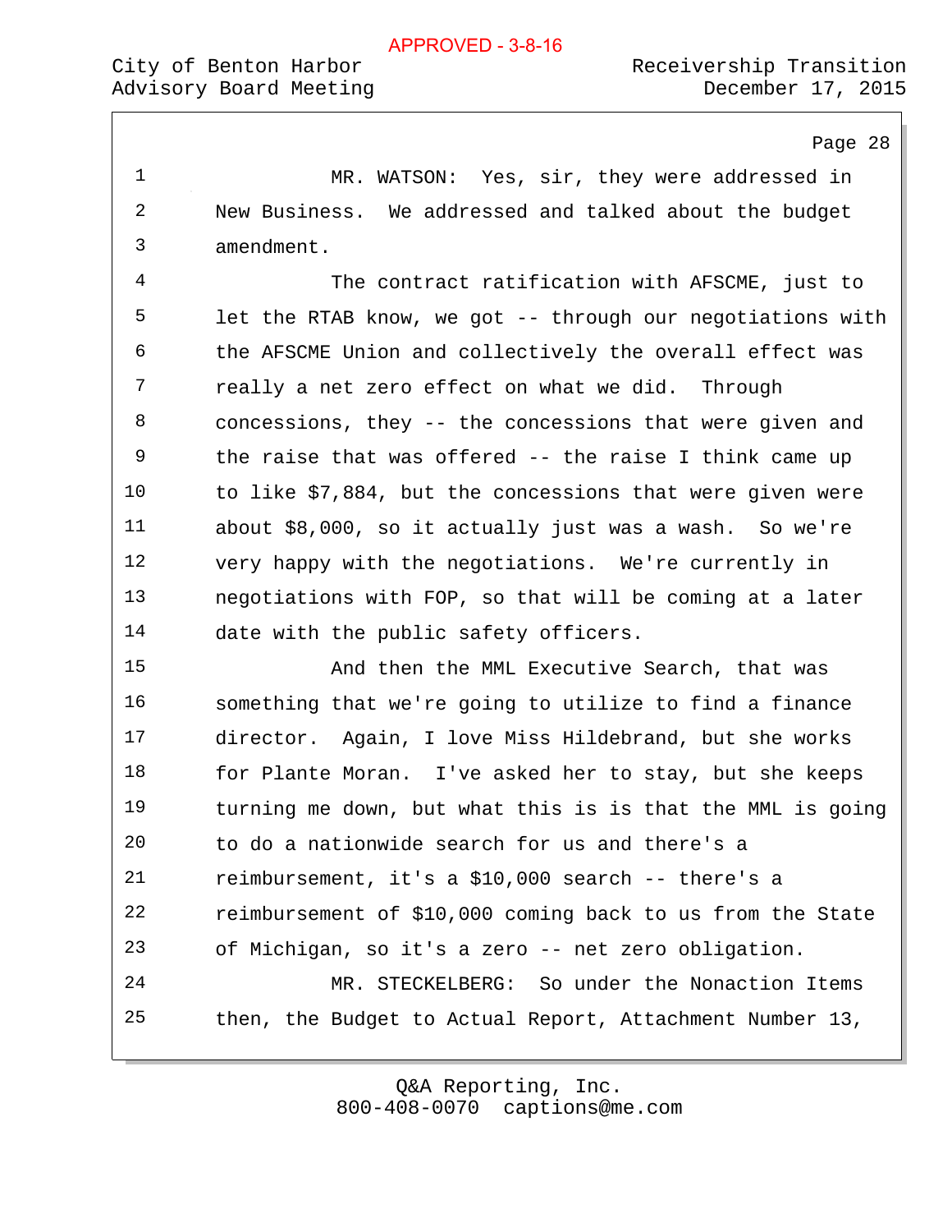MR. WATSON: Yes, sir, they were addressed in New Business. We addressed and talked about the budget amendment.

The contract ratification with AFSCME, just to let the RTAB know, we got -- through our negotiations with the AFSCME Union and collectively the overall effect was really a net zero effect on what we did. Through concessions, they -- the concessions that were given and the raise that was offered -- the raise I think came up to like $7,884, but the concessions that were given were about $8,000, so it actually just was a wash. So we're very happy with the negotiations. We're currently in negotiations with FOP, so that will be coming at a later date with the public safety officers.

And then the MML Executive Search, that was something that we're going to utilize to find a finance director. Again, I love Miss Hildebrand, but she works for Plante Moran. I've asked her to stay, but she keeps turning me down, but what this is is that the MML is going to do a nationwide search for us and there's a reimbursement, it's a $10,000 search -- there's a reimbursement of $10,000 coming back to us from the State of Michigan, so it's a zero -- net zero obligation.

MR. STECKELBERG: So under the Nonaction Items then, the Budget to Actual Report, Attachment Number 13,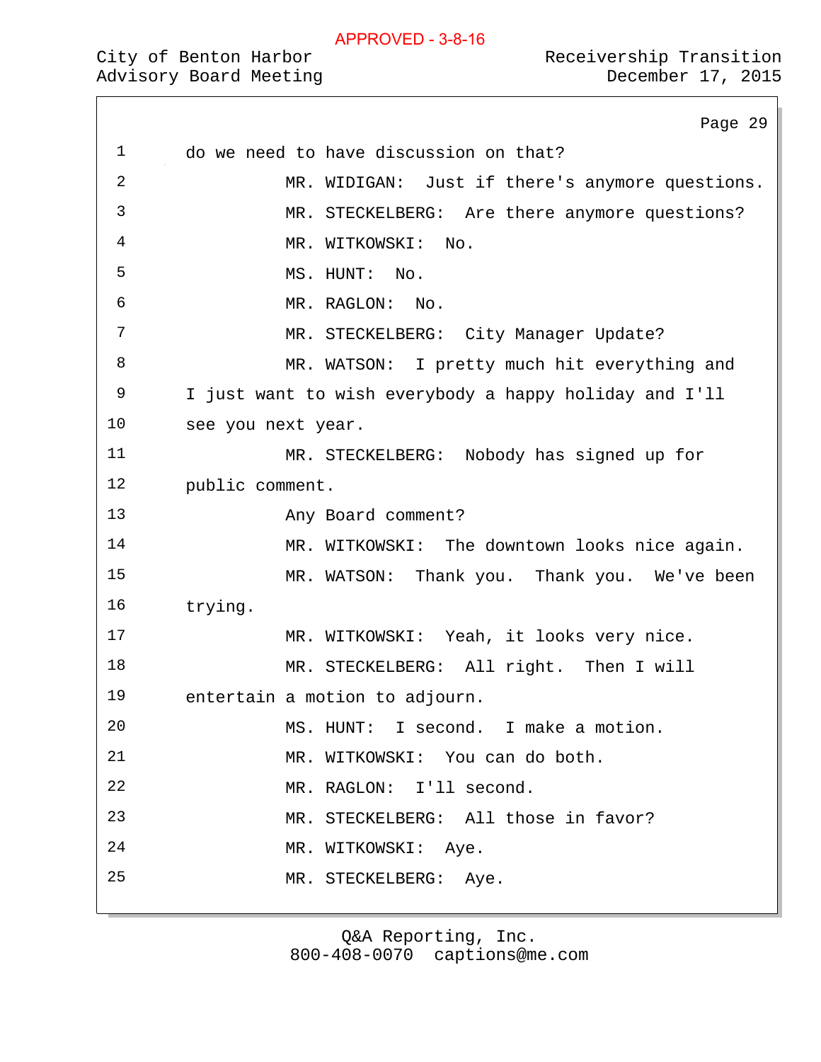APPROVED - 3-8-16

1 do we need to have discussion on that?

2 MR. WIDIGAN: Just if there's anymore questions.

3 MR. STECKELBERG: Are there anymore questions?

4 MR. WITKOWSKI: No.

5 MS. HUNT: No.

6 MR. RAGLON: No.

7 MR. STECKELBERG: City Manager Update?

8 MR. WATSON: I pretty much hit everything and

9 I just want to wish everybody a happy holiday and I'll

10 see you next year.

11 MR. STECKELBERG: Nobody has signed up for

12 public comment.

13 Any Board comment?

14 MR. WITKOWSKI: The downtown looks nice again.

15 MR. WATSON: Thank you. Thank you. We've been

16 trying.

17 MR. WITKOWSKI: Yeah, it looks very nice.

18 MR. STECKELBERG: All right. Then I will

19 entertain a motion to adjourn.

20 MS. HUNT: I second. I make a motion.

21 MR. WITKOWSKI: You can do both.

22 MR. RAGLON: I'll second.

23 MR. STECKELBERG: All those in favor?

24 MR. WITKOWSKI: Aye.

25 MR. STECKELBERG: Aye.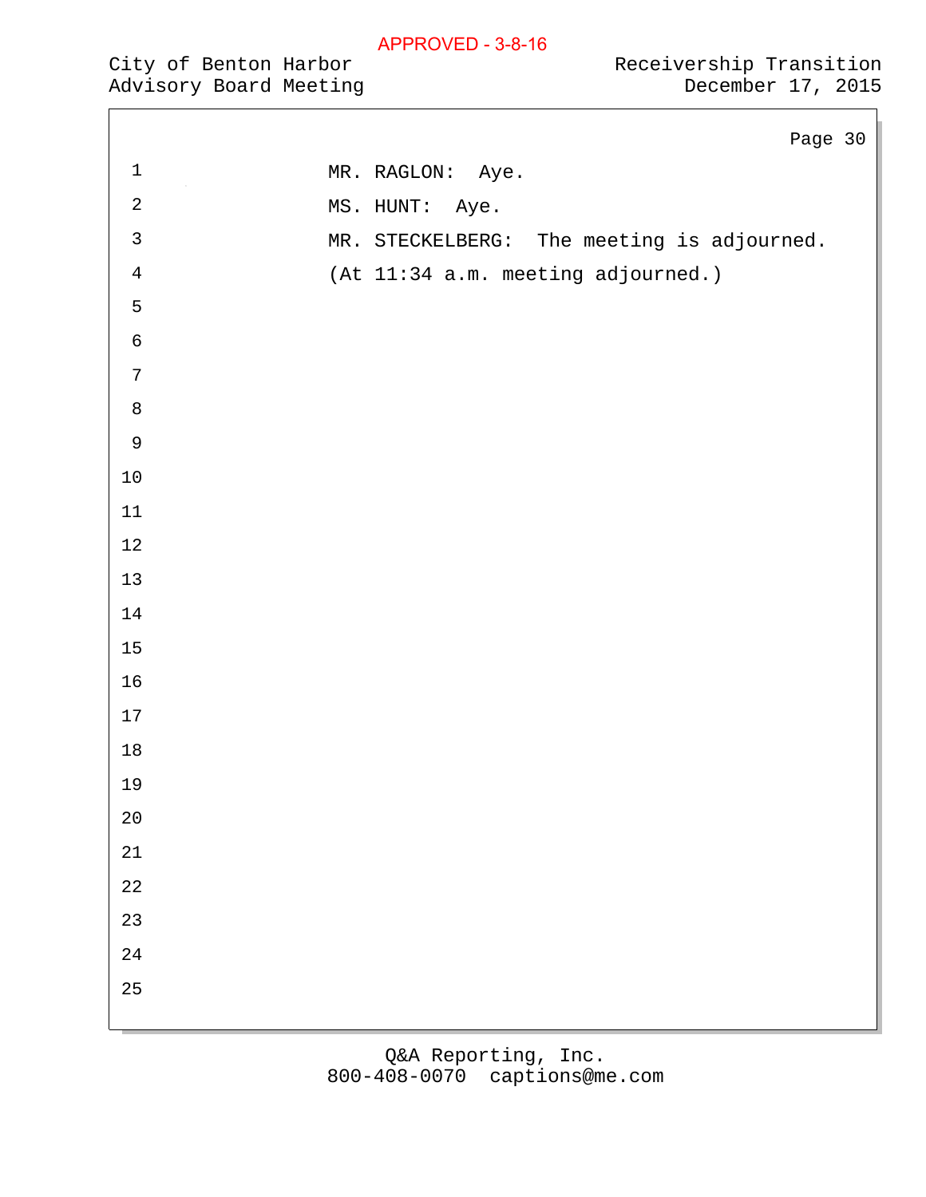APPROVED - 3-8-16

MR. RAGLON: Aye.

MS. HUNT: Aye.

MR. STECKELBERG: The meeting is adjourned.

(At 11:34 a.m. meeting adjourned.)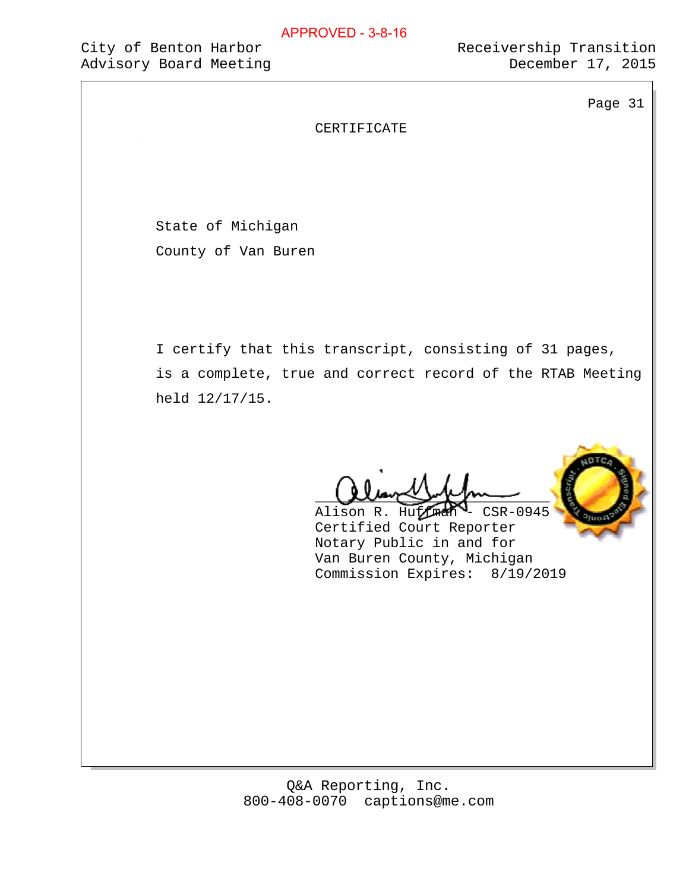APPROVED - 3-8-16

# CERTIFICATE

State of Michigan

County of Van Buren

I certify that this transcript, consisting of 31 pages, is a complete, true and correct record of the RTAB Meeting held 12/17/15.

Alison R. Huffman - CSR-0945
Certified Court Reporter
Notary Public in and for
Van Buren County, Michigan
Commission Expires: 8/19/2019